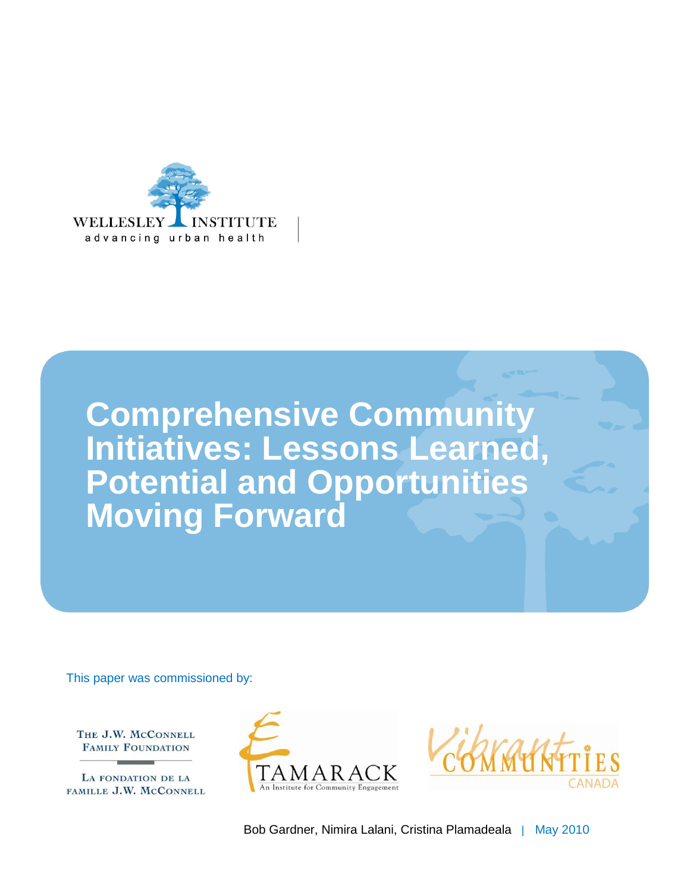WELLESLEY INSTITUTE

advancing urban health

# Comprehensive Community Initiatives: Lessons Learned, Potential and Opportunities Moving Forward

This paper was commissioned by:

The J.W. McConnell Family Foundation

La fondation de la famille J.W. McConnell

TAMARACK

An Institute for Community Engagement

Vibrant Communities Canada

Bob Gardner, Nimira Lalani, Cristina Plamadeala | May 2010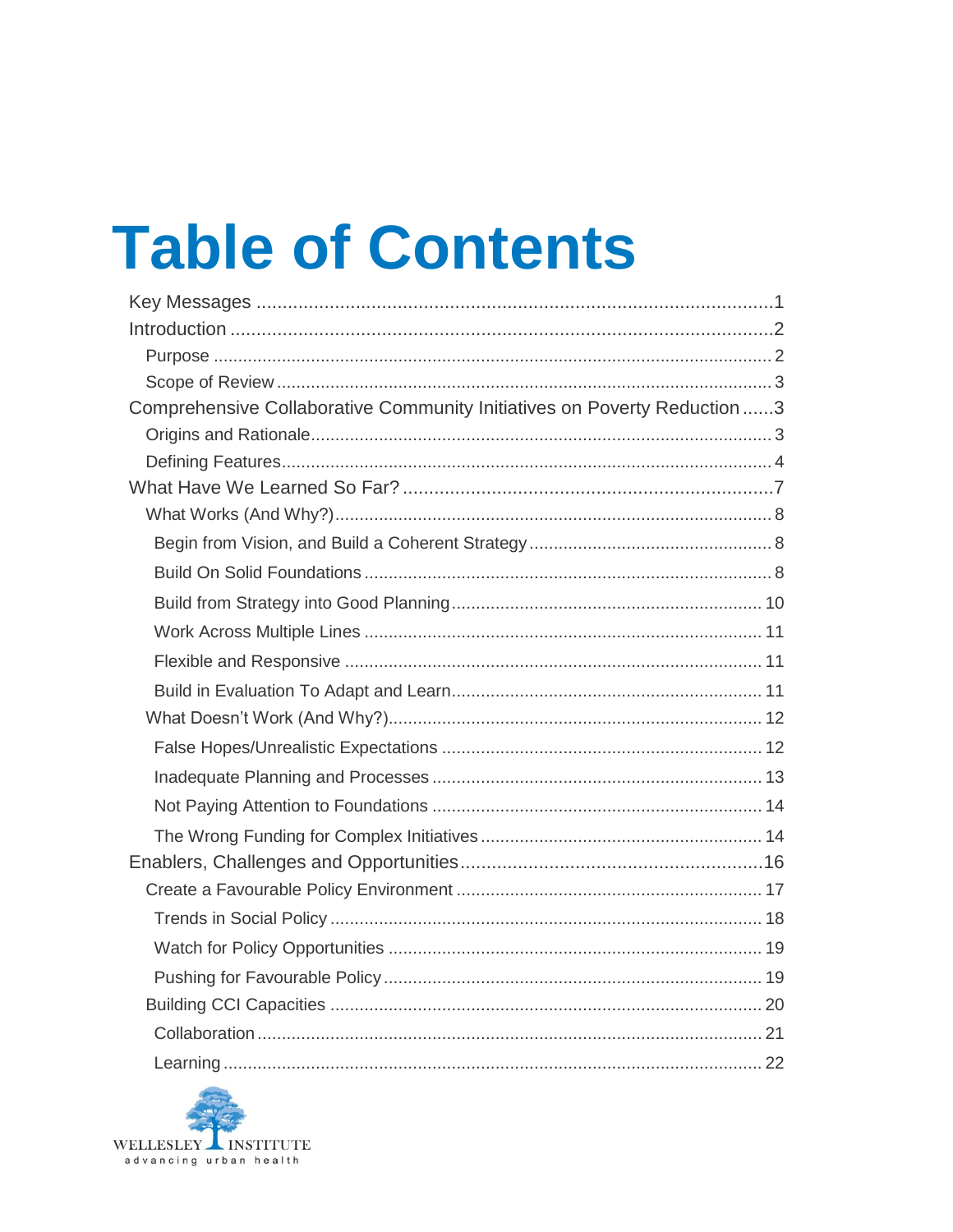# Table of Contents

Key Messages ....................................................................................................1

Introduction .......................................................................................................2

- Purpose ..........................................................................................................2
- Scope of Review .............................................................................................3

Comprehensive Collaborative Community Initiatives on Poverty Reduction ......3

- Origins and Rationale......................................................................................3
- Defining Features............................................................................................4

What Have We Learned So Far? .......................................................................7

- What Works (And Why?).................................................................................8
  - Begin from Vision, and Build a Coherent Strategy .....................................8
  - Build On Solid Foundations .......................................................................8
  - Build from Strategy into Good Planning ...................................................10
  - Work Across Multiple Lines .....................................................................11
  - Flexible and Responsive ..........................................................................11
  - Build in Evaluation To Adapt and Learn....................................................11
- What Doesn't Work (And Why?)....................................................................12
  - False Hopes/Unrealistic Expectations ......................................................12
  - Inadequate Planning and Processes ........................................................13
  - Not Paying Attention to Foundations ........................................................14
  - The Wrong Funding for Complex Initiatives .............................................14

Enablers, Challenges and Opportunities..........................................................16

- Create a Favourable Policy Environment ......................................................17
  - Trends in Social Policy ............................................................................18
  - Watch for Policy Opportunities ................................................................19
  - Pushing for Favourable Policy .................................................................19
- Building CCI Capacities ...............................................................................20
  - Collaboration ...........................................................................................21
  - Learning ..................................................................................................22

WELLESLEY INSTITUTE
advancing urban health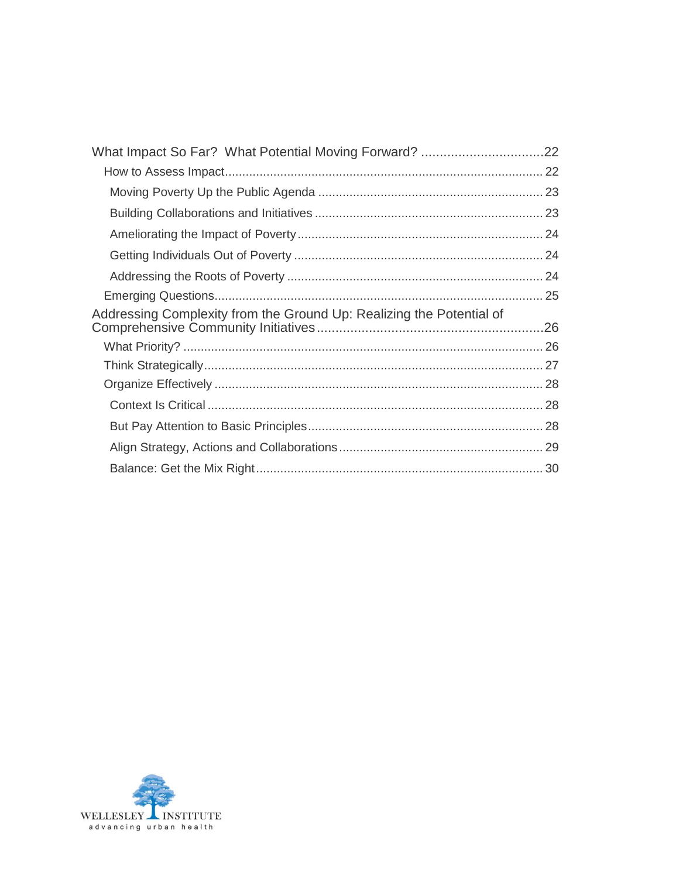What Impact So Far? What Potential Moving Forward? ..................................22

- How to Assess Impact ..................................................................................... 22
  - Moving Poverty Up the Public Agenda ........................................................... 23
  - Building Collaborations and Initiatives ........................................................... 23
  - Ameliorating the Impact of Poverty ................................................................ 24
  - Getting Individuals Out of Poverty ................................................................. 24
  - Addressing the Roots of Poverty ................................................................... 24
- Emerging Questions......................................................................................... 25

Addressing Complexity from the Ground Up: Realizing the Potential of Comprehensive Community Initiatives ..............................................................26

- What Priority? ................................................................................................... 26
- Think Strategically............................................................................................. 27
- Organize Effectively ......................................................................................... 28
  - Context Is Critical ............................................................................................ 28
  - But Pay Attention to Basic Principles ............................................................. 28
  - Align Strategy, Actions and Collaborations ..................................................... 29
  - Balance: Get the Mix Right ............................................................................. 30

WELLESLEY INSTITUTE
advancing urban health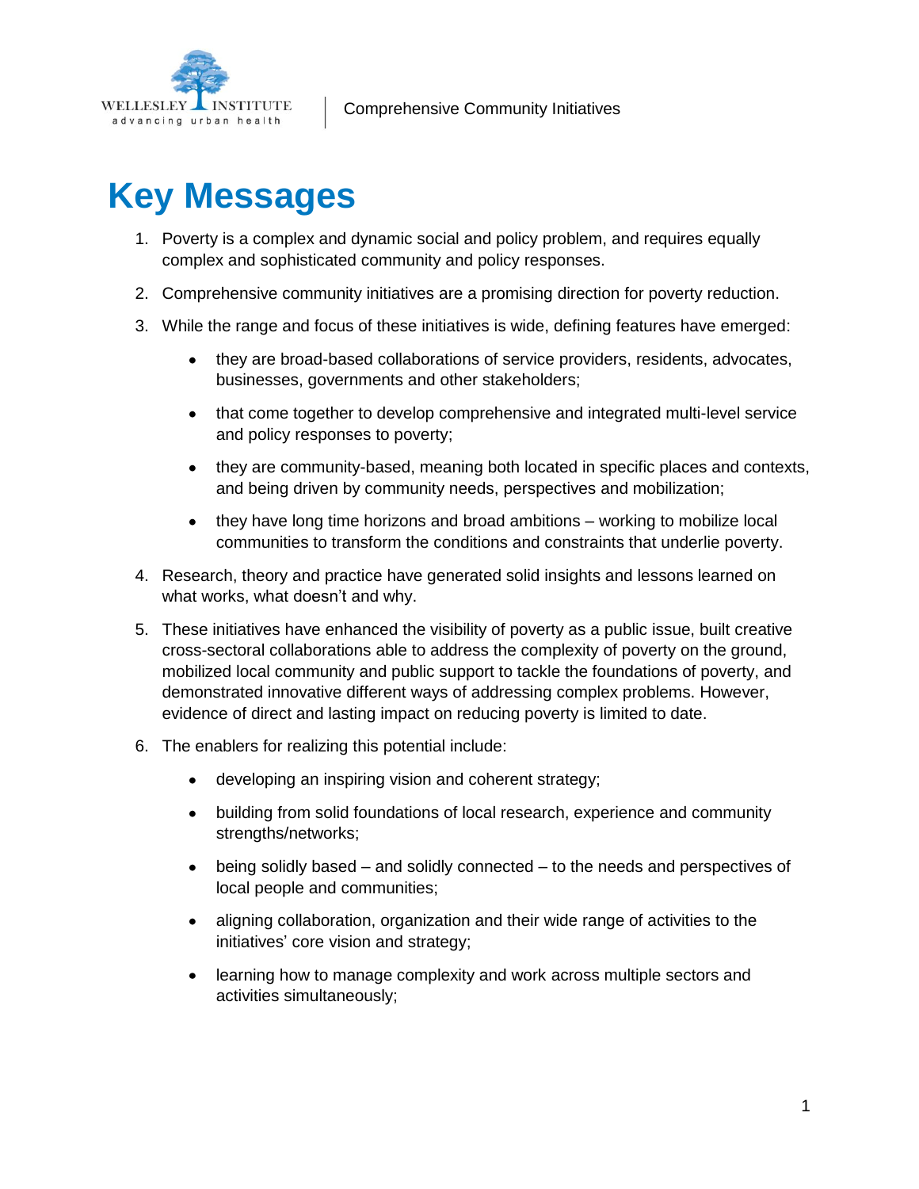# Key Messages

1. Poverty is a complex and dynamic social and policy problem, and requires equally complex and sophisticated community and policy responses.
2. Comprehensive community initiatives are a promising direction for poverty reduction.
3. While the range and focus of these initiatives is wide, defining features have emerged:
    - they are broad-based collaborations of service providers, residents, advocates, businesses, governments and other stakeholders;
    - that come together to develop comprehensive and integrated multi-level service and policy responses to poverty;
    - they are community-based, meaning both located in specific places and contexts, and being driven by community needs, perspectives and mobilization;
    - they have long time horizons and broad ambitions – working to mobilize local communities to transform the conditions and constraints that underlie poverty.
4. Research, theory and practice have generated solid insights and lessons learned on what works, what doesn't and why.
5. These initiatives have enhanced the visibility of poverty as a public issue, built creative cross-sectoral collaborations able to address the complexity of poverty on the ground, mobilized local community and public support to tackle the foundations of poverty, and demonstrated innovative different ways of addressing complex problems. However, evidence of direct and lasting impact on reducing poverty is limited to date.
6. The enablers for realizing this potential include:
    - developing an inspiring vision and coherent strategy;
    - building from solid foundations of local research, experience and community strengths/networks;
    - being solidly based – and solidly connected – to the needs and perspectives of local people and communities;
    - aligning collaboration, organization and their wide range of activities to the initiatives' core vision and strategy;
    - learning how to manage complexity and work across multiple sectors and activities simultaneously;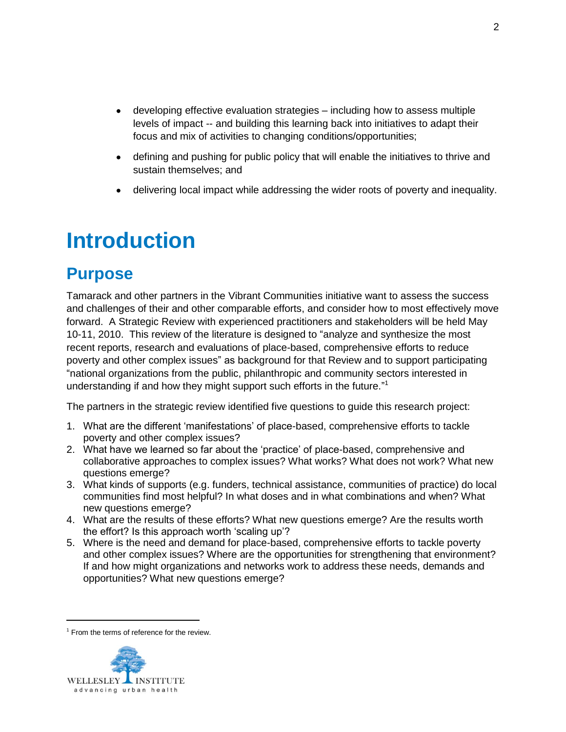- developing effective evaluation strategies – including how to assess multiple levels of impact -- and building this learning back into initiatives to adapt their focus and mix of activities to changing conditions/opportunities;
- defining and pushing for public policy that will enable the initiatives to thrive and sustain themselves; and
- delivering local impact while addressing the wider roots of poverty and inequality.

# Introduction

## Purpose

Tamarack and other partners in the Vibrant Communities initiative want to assess the success and challenges of their and other comparable efforts, and consider how to most effectively move forward. A Strategic Review with experienced practitioners and stakeholders will be held May 10-11, 2010. This review of the literature is designed to "analyze and synthesize the most recent reports, research and evaluations of place-based, comprehensive efforts to reduce poverty and other complex issues" as background for that Review and to support participating "national organizations from the public, philanthropic and community sectors interested in understanding if and how they might support such efforts in the future."[1]

The partners in the strategic review identified five questions to guide this research project:

1. What are the different 'manifestations' of place-based, comprehensive efforts to tackle poverty and other complex issues?
2. What have we learned so far about the 'practice' of place-based, comprehensive and collaborative approaches to complex issues? What works? What does not work? What new questions emerge?
3. What kinds of supports (e.g. funders, technical assistance, communities of practice) do local communities find most helpful? In what doses and in what combinations and when? What new questions emerge?
4. What are the results of these efforts? What new questions emerge? Are the results worth the effort? Is this approach worth 'scaling up'?
5. Where is the need and demand for place-based, comprehensive efforts to tackle poverty and other complex issues? Where are the opportunities for strengthening that environment? If and how might organizations and networks work to address these needs, demands and opportunities? What new questions emerge?

[1] From the terms of reference for the review.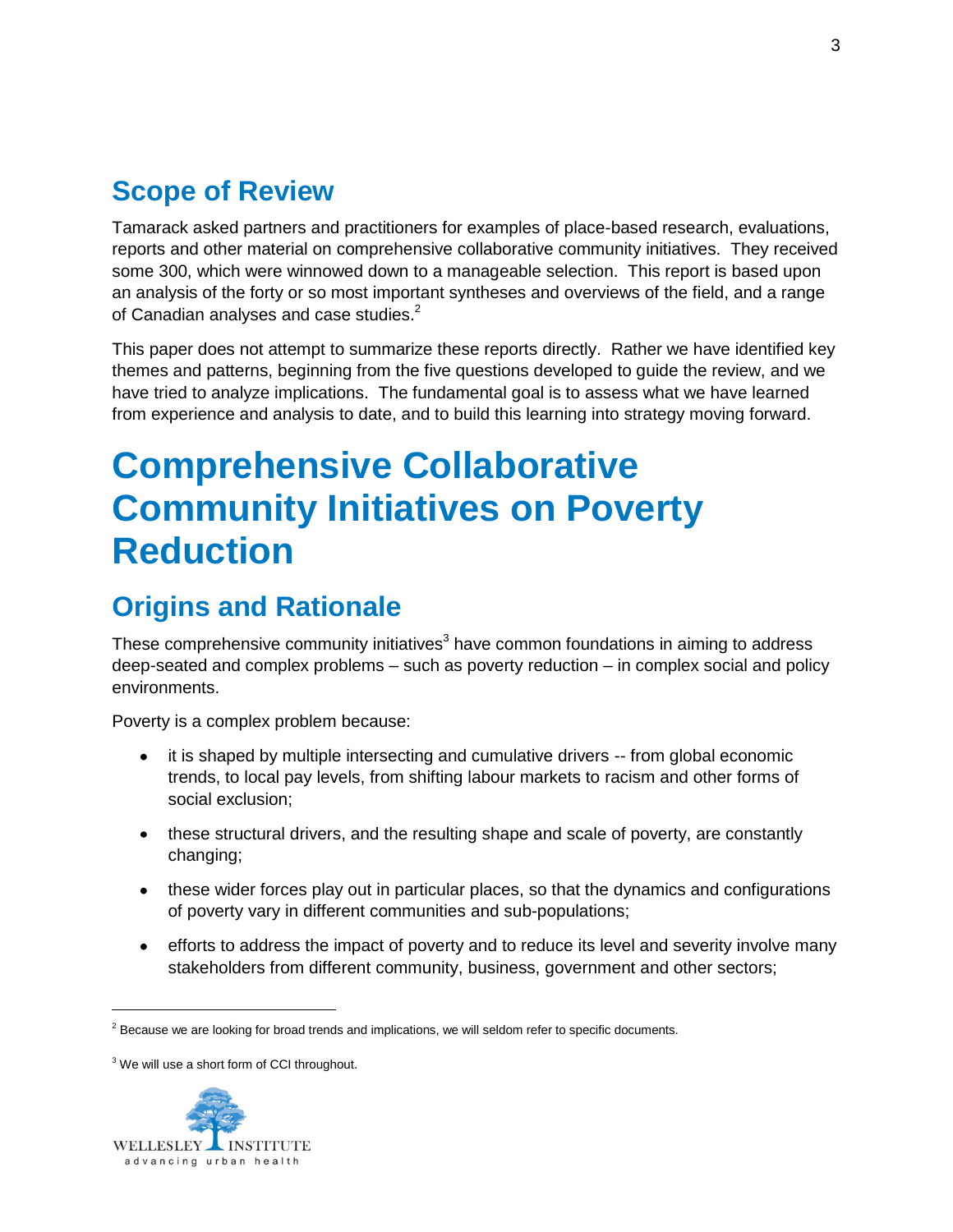## Scope of Review

Tamarack asked partners and practitioners for examples of place-based research, evaluations, reports and other material on comprehensive collaborative community initiatives. They received some 300, which were winnowed down to a manageable selection. This report is based upon an analysis of the forty or so most important syntheses and overviews of the field, and a range of Canadian analyses and case studies.[2]

This paper does not attempt to summarize these reports directly. Rather we have identified key themes and patterns, beginning from the five questions developed to guide the review, and we have tried to analyze implications. The fundamental goal is to assess what we have learned from experience and analysis to date, and to build this learning into strategy moving forward.

# Comprehensive Collaborative Community Initiatives on Poverty Reduction

## Origins and Rationale

These comprehensive community initiatives[3] have common foundations in aiming to address deep-seated and complex problems – such as poverty reduction – in complex social and policy environments.

Poverty is a complex problem because:

- it is shaped by multiple intersecting and cumulative drivers -- from global economic trends, to local pay levels, from shifting labour markets to racism and other forms of social exclusion;
- these structural drivers, and the resulting shape and scale of poverty, are constantly changing;
- these wider forces play out in particular places, so that the dynamics and configurations of poverty vary in different communities and sub-populations;
- efforts to address the impact of poverty and to reduce its level and severity involve many stakeholders from different community, business, government and other sectors;

[2] Because we are looking for broad trends and implications, we will seldom refer to specific documents.

[3] We will use a short form of CCI throughout.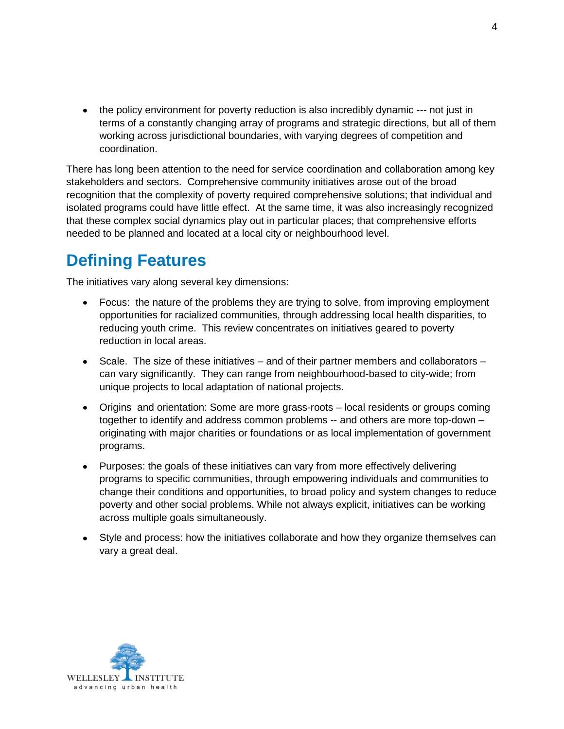- the policy environment for poverty reduction is also incredibly dynamic --- not just in terms of a constantly changing array of programs and strategic directions, but all of them working across jurisdictional boundaries, with varying degrees of competition and coordination.

There has long been attention to the need for service coordination and collaboration among key stakeholders and sectors. Comprehensive community initiatives arose out of the broad recognition that the complexity of poverty required comprehensive solutions; that individual and isolated programs could have little effect. At the same time, it was also increasingly recognized that these complex social dynamics play out in particular places; that comprehensive efforts needed to be planned and located at a local city or neighbourhood level.

## Defining Features

The initiatives vary along several key dimensions:

- Focus: the nature of the problems they are trying to solve, from improving employment opportunities for racialized communities, through addressing local health disparities, to reducing youth crime. This review concentrates on initiatives geared to poverty reduction in local areas.
- Scale. The size of these initiatives – and of their partner members and collaborators – can vary significantly. They can range from neighbourhood-based to city-wide; from unique projects to local adaptation of national projects.
- Origins and orientation: Some are more grass-roots – local residents or groups coming together to identify and address common problems -- and others are more top-down – originating with major charities or foundations or as local implementation of government programs.
- Purposes: the goals of these initiatives can vary from more effectively delivering programs to specific communities, through empowering individuals and communities to change their conditions and opportunities, to broad policy and system changes to reduce poverty and other social problems. While not always explicit, initiatives can be working across multiple goals simultaneously.
- Style and process: how the initiatives collaborate and how they organize themselves can vary a great deal.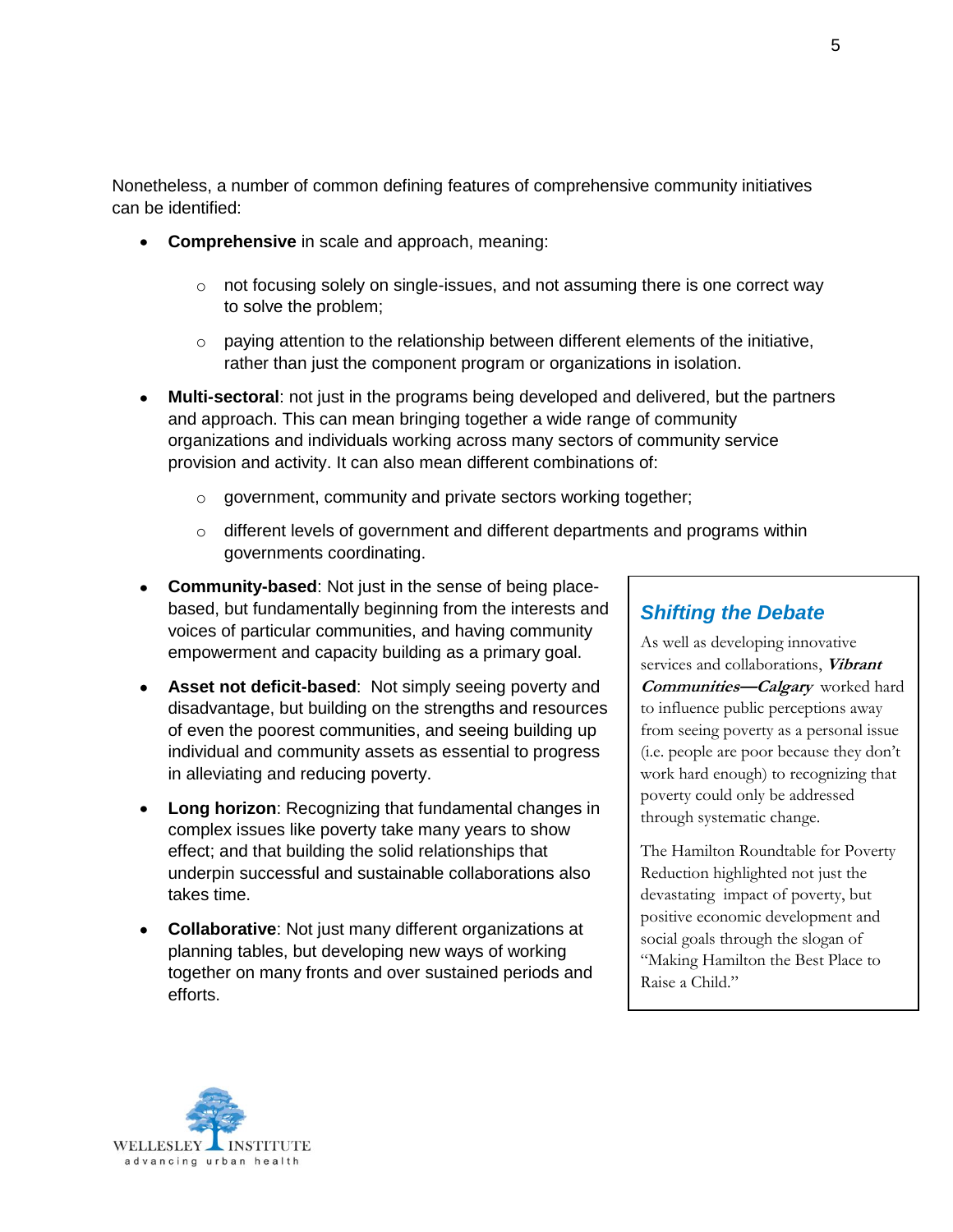Nonetheless, a number of common defining features of comprehensive community initiatives can be identified:

- **Comprehensive** in scale and approach, meaning:
    - not focusing solely on single-issues, and not assuming there is one correct way to solve the problem;
    - paying attention to the relationship between different elements of the initiative, rather than just the component program or organizations in isolation.
- **Multi-sectoral**: not just in the programs being developed and delivered, but the partners and approach. This can mean bringing together a wide range of community organizations and individuals working across many sectors of community service provision and activity. It can also mean different combinations of:
    - government, community and private sectors working together;
    - different levels of government and different departments and programs within governments coordinating.
- **Community-based**: Not just in the sense of being place-based, but fundamentally beginning from the interests and voices of particular communities, and having community empowerment and capacity building as a primary goal.
- **Asset not deficit-based**: Not simply seeing poverty and disadvantage, but building on the strengths and resources of even the poorest communities, and seeing building up individual and community assets as essential to progress in alleviating and reducing poverty.
- **Long horizon**: Recognizing that fundamental changes in complex issues like poverty take many years to show effect; and that building the solid relationships that underpin successful and sustainable collaborations also takes time.
- **Collaborative**: Not just many different organizations at planning tables, but developing new ways of working together on many fronts and over sustained periods and efforts.

### *Shifting the Debate*

As well as developing innovative services and collaborations, ***Vibrant Communities—Calgary*** worked hard to influence public perceptions away from seeing poverty as a personal issue (i.e. people are poor because they don't work hard enough) to recognizing that poverty could only be addressed through systematic change.

The Hamilton Roundtable for Poverty Reduction highlighted not just the devastating impact of poverty, but positive economic development and social goals through the slogan of "Making Hamilton the Best Place to Raise a Child."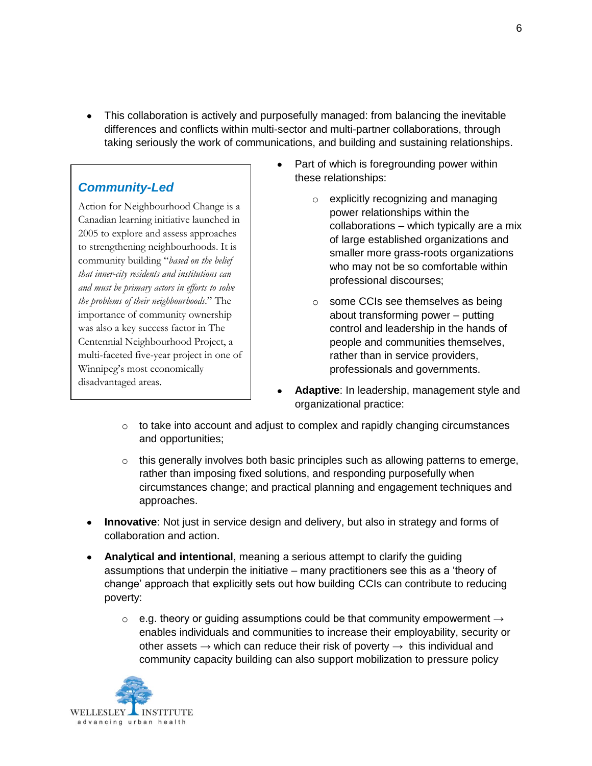- This collaboration is actively and purposefully managed: from balancing the inevitable differences and conflicts within multi-sector and multi-partner collaborations, through taking seriously the work of communications, and building and sustaining relationships.

- Part of which is foregrounding power within these relationships:
  - explicitly recognizing and managing power relationships within the collaborations – which typically are a mix of large established organizations and smaller more grass-roots organizations who may not be so comfortable within professional discourses;
  - some CCIs see themselves as being about transforming power – putting control and leadership in the hands of people and communities themselves, rather than in service providers, professionals and governments.

> ### *Community-Led*
>
> Action for Neighbourhood Change is a Canadian learning initiative launched in 2005 to explore and assess approaches to strengthening neighbourhoods. It is community building "*based on the belief that inner-city residents and institutions can and must be primary actors in efforts to solve the problems of their neighbourhoods.*" The importance of community ownership was also a key success factor in The Centennial Neighbourhood Project, a multi-faceted five-year project in one of Winnipeg's most economically disadvantaged areas.

- **Adaptive**: In leadership, management style and organizational practice:
  - to take into account and adjust to complex and rapidly changing circumstances and opportunities;
  - this generally involves both basic principles such as allowing patterns to emerge, rather than imposing fixed solutions, and responding purposefully when circumstances change; and practical planning and engagement techniques and approaches.

- **Innovative**: Not just in service design and delivery, but also in strategy and forms of collaboration and action.

- **Analytical and intentional**, meaning a serious attempt to clarify the guiding assumptions that underpin the initiative – many practitioners see this as a 'theory of change' approach that explicitly sets out how building CCIs can contribute to reducing poverty:
  - e.g. theory or guiding assumptions could be that community empowerment → enables individuals and communities to increase their employability, security or other assets → which can reduce their risk of poverty → this individual and community capacity building can also support mobilization to pressure policy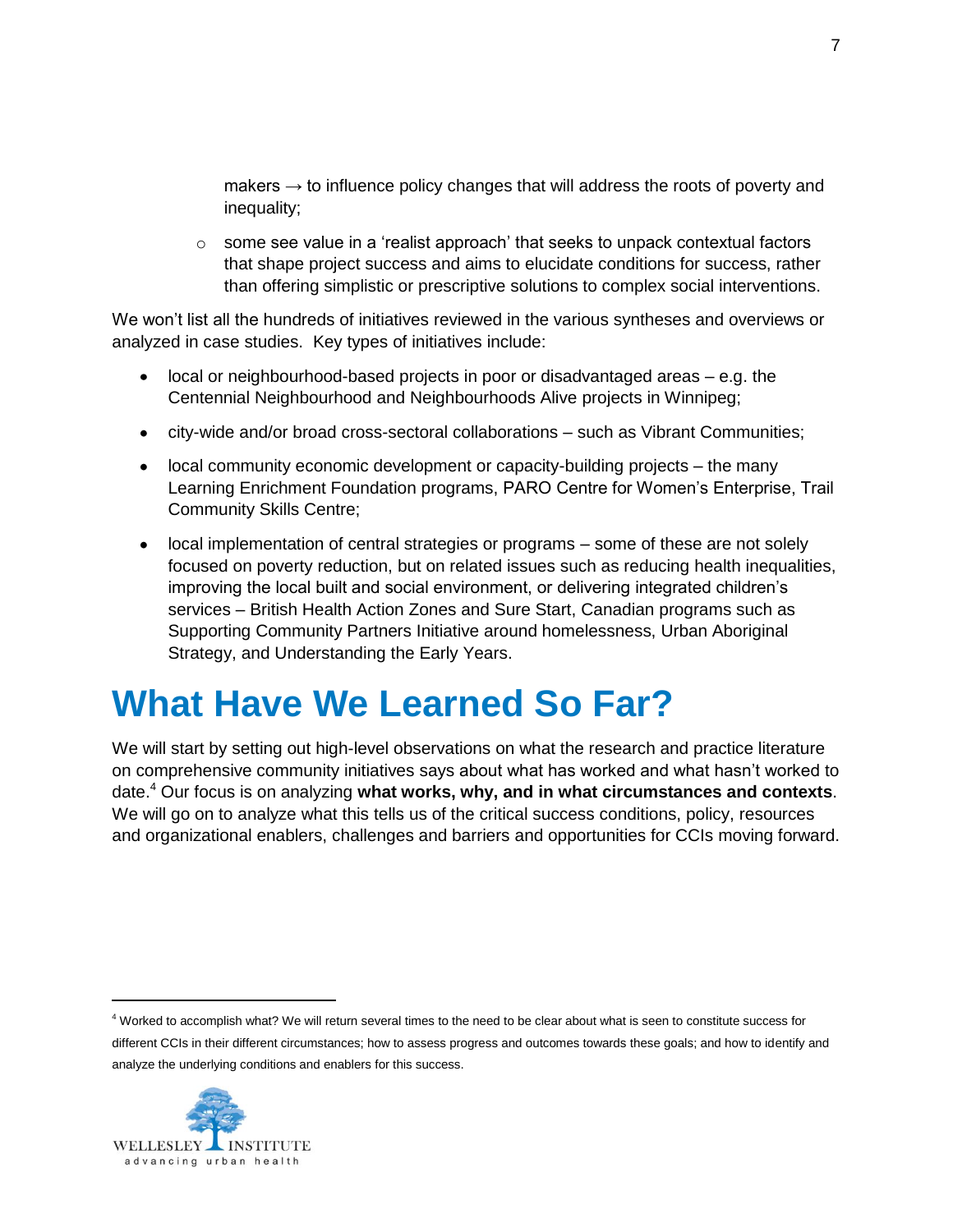makers → to influence policy changes that will address the roots of poverty and inequality;

  - some see value in a 'realist approach' that seeks to unpack contextual factors that shape project success and aims to elucidate conditions for success, rather than offering simplistic or prescriptive solutions to complex social interventions.

We won't list all the hundreds of initiatives reviewed in the various syntheses and overviews or analyzed in case studies. Key types of initiatives include:

- local or neighbourhood-based projects in poor or disadvantaged areas – e.g. the Centennial Neighbourhood and Neighbourhoods Alive projects in Winnipeg;
- city-wide and/or broad cross-sectoral collaborations – such as Vibrant Communities;
- local community economic development or capacity-building projects – the many Learning Enrichment Foundation programs, PARO Centre for Women's Enterprise, Trail Community Skills Centre;
- local implementation of central strategies or programs – some of these are not solely focused on poverty reduction, but on related issues such as reducing health inequalities, improving the local built and social environment, or delivering integrated children's services – British Health Action Zones and Sure Start, Canadian programs such as Supporting Community Partners Initiative around homelessness, Urban Aboriginal Strategy, and Understanding the Early Years.

# What Have We Learned So Far?

We will start by setting out high-level observations on what the research and practice literature on comprehensive community initiatives says about what has worked and what hasn't worked to date.[4] Our focus is on analyzing **what works, why, and in what circumstances and contexts**. We will go on to analyze what this tells us of the critical success conditions, policy, resources and organizational enablers, challenges and barriers and opportunities for CCIs moving forward.

[4] Worked to accomplish what? We will return several times to the need to be clear about what is seen to constitute success for different CCIs in their different circumstances; how to assess progress and outcomes towards these goals; and how to identify and analyze the underlying conditions and enablers for this success.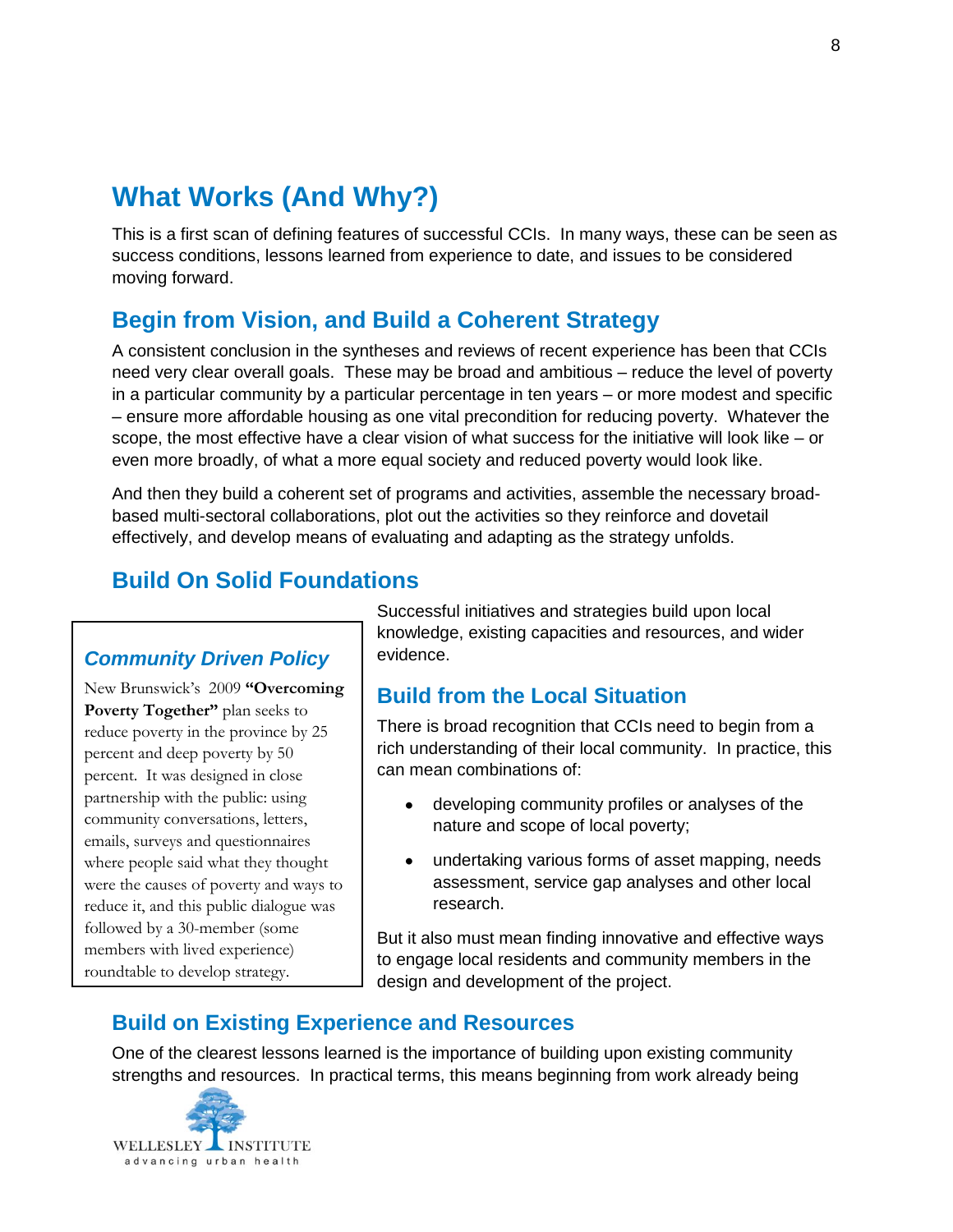# What Works (And Why?)

This is a first scan of defining features of successful CCIs. In many ways, these can be seen as success conditions, lessons learned from experience to date, and issues to be considered moving forward.

## Begin from Vision, and Build a Coherent Strategy

A consistent conclusion in the syntheses and reviews of recent experience has been that CCIs need very clear overall goals. These may be broad and ambitious – reduce the level of poverty in a particular community by a particular percentage in ten years – or more modest and specific – ensure more affordable housing as one vital precondition for reducing poverty. Whatever the scope, the most effective have a clear vision of what success for the initiative will look like – or even more broadly, of what a more equal society and reduced poverty would look like.

And then they build a coherent set of programs and activities, assemble the necessary broad-based multi-sectoral collaborations, plot out the activities so they reinforce and dovetail effectively, and develop means of evaluating and adapting as the strategy unfolds.

## Build On Solid Foundations

Successful initiatives and strategies build upon local knowledge, existing capacities and resources, and wider evidence.

### *Community Driven Policy*

New Brunswick's 2009 **"Overcoming Poverty Together"** plan seeks to reduce poverty in the province by 25 percent and deep poverty by 50 percent. It was designed in close partnership with the public: using community conversations, letters, emails, surveys and questionnaires where people said what they thought were the causes of poverty and ways to reduce it, and this public dialogue was followed by a 30-member (some members with lived experience) roundtable to develop strategy.

## Build from the Local Situation

There is broad recognition that CCIs need to begin from a rich understanding of their local community. In practice, this can mean combinations of:

- developing community profiles or analyses of the nature and scope of local poverty;
- undertaking various forms of asset mapping, needs assessment, service gap analyses and other local research.

But it also must mean finding innovative and effective ways to engage local residents and community members in the design and development of the project.

## Build on Existing Experience and Resources

One of the clearest lessons learned is the importance of building upon existing community strengths and resources. In practical terms, this means beginning from work already being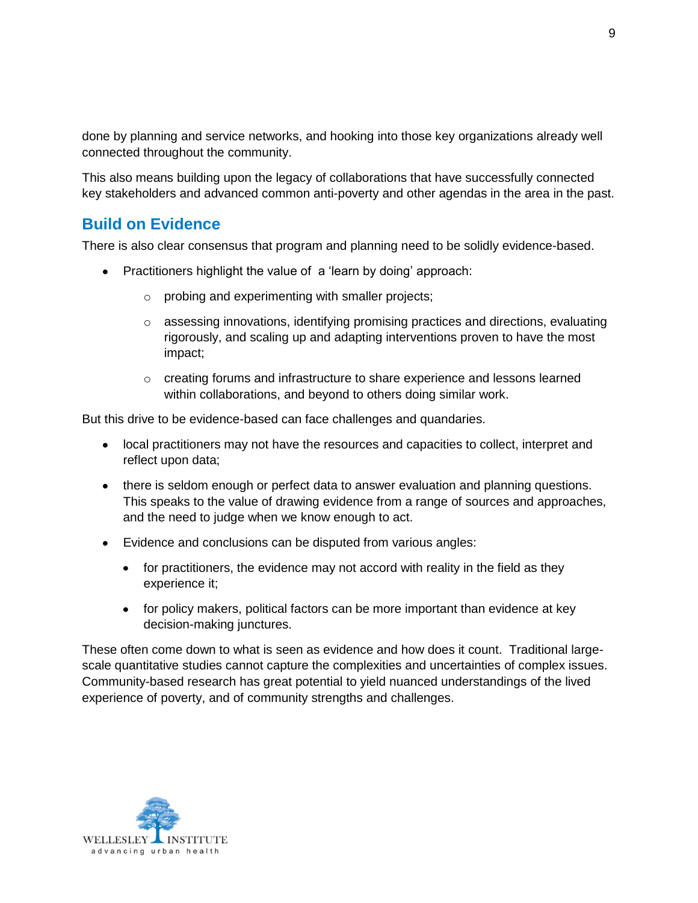done by planning and service networks, and hooking into those key organizations already well connected throughout the community.

This also means building upon the legacy of collaborations that have successfully connected key stakeholders and advanced common anti-poverty and other agendas in the area in the past.

## Build on Evidence

There is also clear consensus that program and planning need to be solidly evidence-based.

- Practitioners highlight the value of a 'learn by doing' approach:
  - probing and experimenting with smaller projects;
  - assessing innovations, identifying promising practices and directions, evaluating rigorously, and scaling up and adapting interventions proven to have the most impact;
  - creating forums and infrastructure to share experience and lessons learned within collaborations, and beyond to others doing similar work.

But this drive to be evidence-based can face challenges and quandaries.

- local practitioners may not have the resources and capacities to collect, interpret and reflect upon data;
- there is seldom enough or perfect data to answer evaluation and planning questions. This speaks to the value of drawing evidence from a range of sources and approaches, and the need to judge when we know enough to act.
- Evidence and conclusions can be disputed from various angles:
  - for practitioners, the evidence may not accord with reality in the field as they experience it;
  - for policy makers, political factors can be more important than evidence at key decision-making junctures.

These often come down to what is seen as evidence and how does it count. Traditional large-scale quantitative studies cannot capture the complexities and uncertainties of complex issues. Community-based research has great potential to yield nuanced understandings of the lived experience of poverty, and of community strengths and challenges.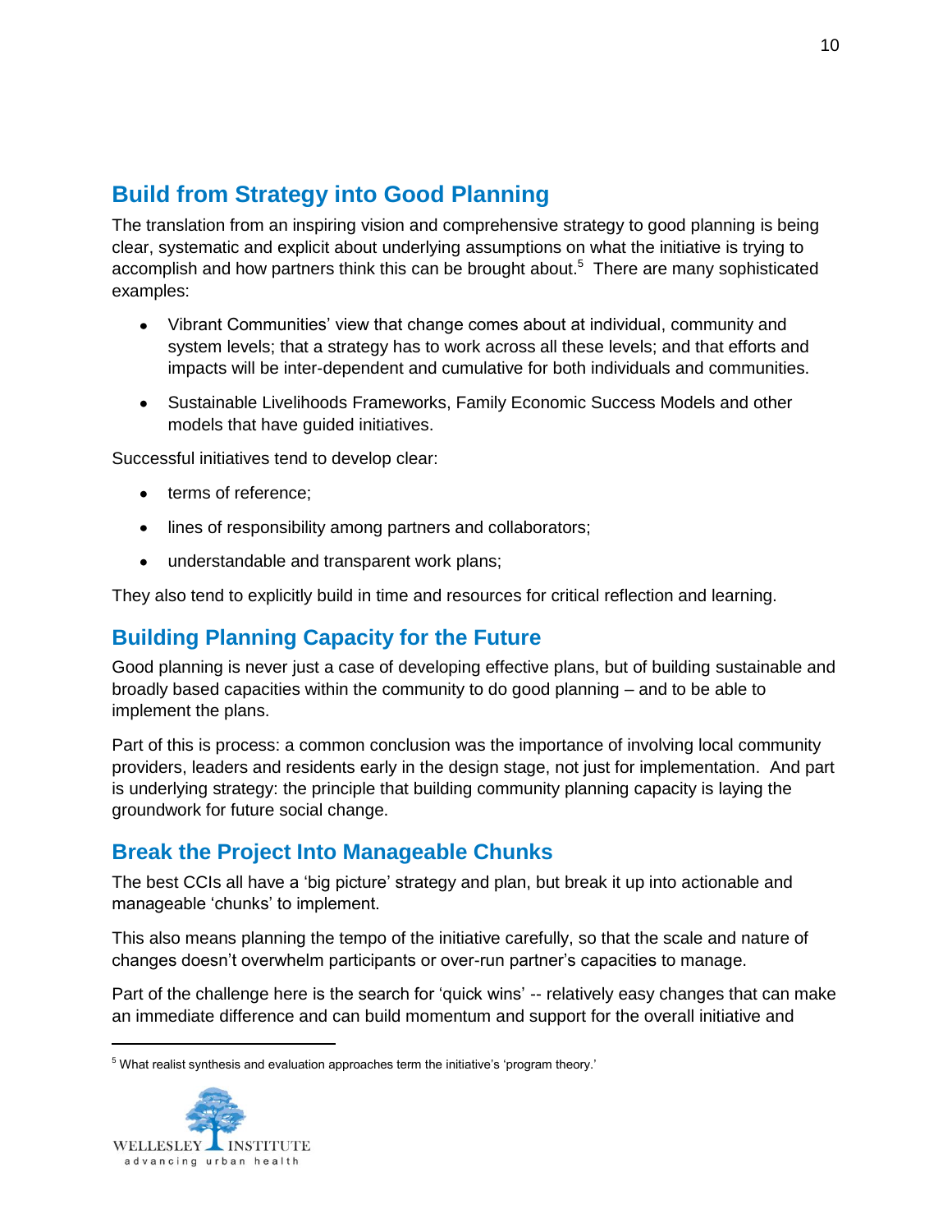## Build from Strategy into Good Planning

The translation from an inspiring vision and comprehensive strategy to good planning is being clear, systematic and explicit about underlying assumptions on what the initiative is trying to accomplish and how partners think this can be brought about.[5] There are many sophisticated examples:

- Vibrant Communities' view that change comes about at individual, community and system levels; that a strategy has to work across all these levels; and that efforts and impacts will be inter-dependent and cumulative for both individuals and communities.
- Sustainable Livelihoods Frameworks, Family Economic Success Models and other models that have guided initiatives.

Successful initiatives tend to develop clear:

- terms of reference;
- lines of responsibility among partners and collaborators;
- understandable and transparent work plans;

They also tend to explicitly build in time and resources for critical reflection and learning.

## Building Planning Capacity for the Future

Good planning is never just a case of developing effective plans, but of building sustainable and broadly based capacities within the community to do good planning – and to be able to implement the plans.

Part of this is process: a common conclusion was the importance of involving local community providers, leaders and residents early in the design stage, not just for implementation. And part is underlying strategy: the principle that building community planning capacity is laying the groundwork for future social change.

## Break the Project Into Manageable Chunks

The best CCIs all have a 'big picture' strategy and plan, but break it up into actionable and manageable 'chunks' to implement.

This also means planning the tempo of the initiative carefully, so that the scale and nature of changes doesn't overwhelm participants or over-run partner's capacities to manage.

Part of the challenge here is the search for 'quick wins' -- relatively easy changes that can make an immediate difference and can build momentum and support for the overall initiative and

[5] What realist synthesis and evaluation approaches term the initiative's 'program theory.'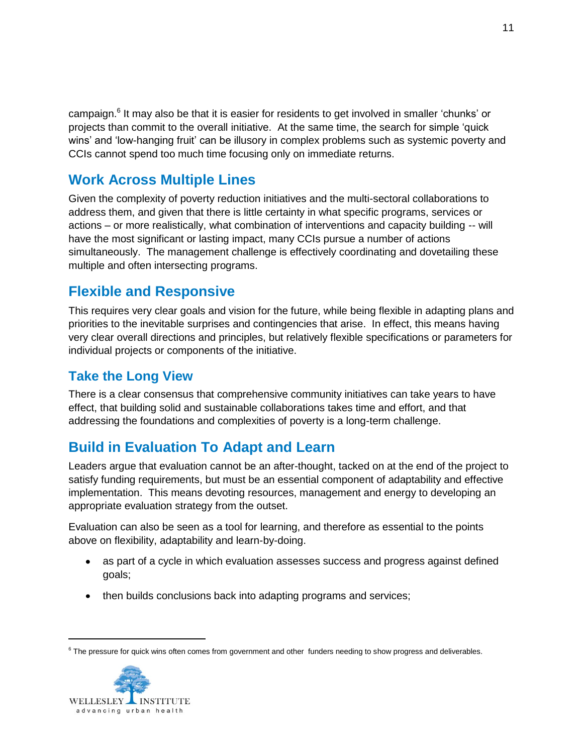campaign.[6] It may also be that it is easier for residents to get involved in smaller 'chunks' or projects than commit to the overall initiative. At the same time, the search for simple 'quick wins' and 'low-hanging fruit' can be illusory in complex problems such as systemic poverty and CCIs cannot spend too much time focusing only on immediate returns.

## Work Across Multiple Lines

Given the complexity of poverty reduction initiatives and the multi-sectoral collaborations to address them, and given that there is little certainty in what specific programs, services or actions – or more realistically, what combination of interventions and capacity building -- will have the most significant or lasting impact, many CCIs pursue a number of actions simultaneously. The management challenge is effectively coordinating and dovetailing these multiple and often intersecting programs.

## Flexible and Responsive

This requires very clear goals and vision for the future, while being flexible in adapting plans and priorities to the inevitable surprises and contingencies that arise. In effect, this means having very clear overall directions and principles, but relatively flexible specifications or parameters for individual projects or components of the initiative.

## Take the Long View

There is a clear consensus that comprehensive community initiatives can take years to have effect, that building solid and sustainable collaborations takes time and effort, and that addressing the foundations and complexities of poverty is a long-term challenge.

## Build in Evaluation To Adapt and Learn

Leaders argue that evaluation cannot be an after-thought, tacked on at the end of the project to satisfy funding requirements, but must be an essential component of adaptability and effective implementation. This means devoting resources, management and energy to developing an appropriate evaluation strategy from the outset.

Evaluation can also be seen as a tool for learning, and therefore as essential to the points above on flexibility, adaptability and learn-by-doing.

- as part of a cycle in which evaluation assesses success and progress against defined goals;
- then builds conclusions back into adapting programs and services;

[6] The pressure for quick wins often comes from government and other funders needing to show progress and deliverables.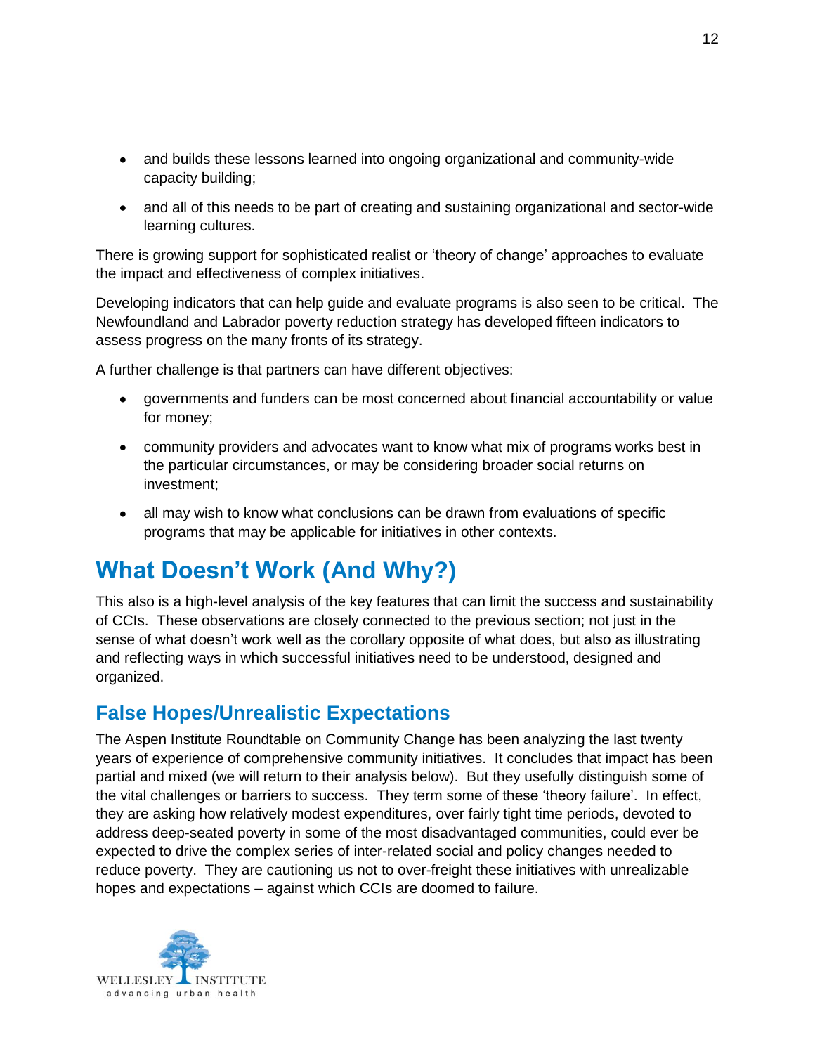- and builds these lessons learned into ongoing organizational and community-wide capacity building;
- and all of this needs to be part of creating and sustaining organizational and sector-wide learning cultures.

There is growing support for sophisticated realist or 'theory of change' approaches to evaluate the impact and effectiveness of complex initiatives.

Developing indicators that can help guide and evaluate programs is also seen to be critical. The Newfoundland and Labrador poverty reduction strategy has developed fifteen indicators to assess progress on the many fronts of its strategy.

A further challenge is that partners can have different objectives:

- governments and funders can be most concerned about financial accountability or value for money;
- community providers and advocates want to know what mix of programs works best in the particular circumstances, or may be considering broader social returns on investment;
- all may wish to know what conclusions can be drawn from evaluations of specific programs that may be applicable for initiatives in other contexts.

# What Doesn't Work (And Why?)

This also is a high-level analysis of the key features that can limit the success and sustainability of CCIs. These observations are closely connected to the previous section; not just in the sense of what doesn't work well as the corollary opposite of what does, but also as illustrating and reflecting ways in which successful initiatives need to be understood, designed and organized.

## False Hopes/Unrealistic Expectations

The Aspen Institute Roundtable on Community Change has been analyzing the last twenty years of experience of comprehensive community initiatives. It concludes that impact has been partial and mixed (we will return to their analysis below). But they usefully distinguish some of the vital challenges or barriers to success. They term some of these 'theory failure'. In effect, they are asking how relatively modest expenditures, over fairly tight time periods, devoted to address deep-seated poverty in some of the most disadvantaged communities, could ever be expected to drive the complex series of inter-related social and policy changes needed to reduce poverty. They are cautioning us not to over-freight these initiatives with unrealizable hopes and expectations – against which CCIs are doomed to failure.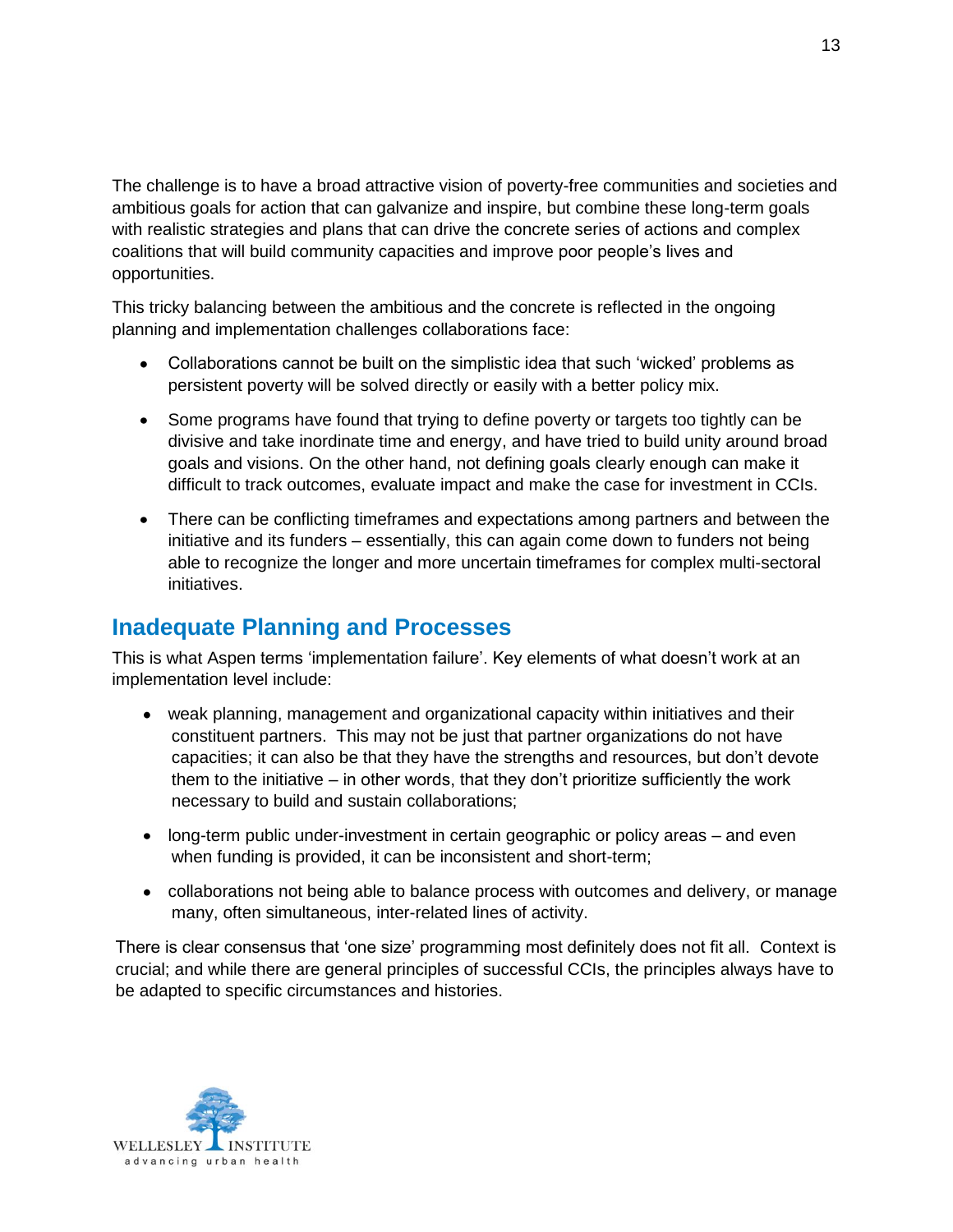The challenge is to have a broad attractive vision of poverty-free communities and societies and ambitious goals for action that can galvanize and inspire, but combine these long-term goals with realistic strategies and plans that can drive the concrete series of actions and complex coalitions that will build community capacities and improve poor people's lives and opportunities.

This tricky balancing between the ambitious and the concrete is reflected in the ongoing planning and implementation challenges collaborations face:

- Collaborations cannot be built on the simplistic idea that such 'wicked' problems as persistent poverty will be solved directly or easily with a better policy mix.
- Some programs have found that trying to define poverty or targets too tightly can be divisive and take inordinate time and energy, and have tried to build unity around broad goals and visions. On the other hand, not defining goals clearly enough can make it difficult to track outcomes, evaluate impact and make the case for investment in CCIs.
- There can be conflicting timeframes and expectations among partners and between the initiative and its funders – essentially, this can again come down to funders not being able to recognize the longer and more uncertain timeframes for complex multi-sectoral initiatives.

## Inadequate Planning and Processes

This is what Aspen terms 'implementation failure'. Key elements of what doesn't work at an implementation level include:

- weak planning, management and organizational capacity within initiatives and their constituent partners. This may not be just that partner organizations do not have capacities; it can also be that they have the strengths and resources, but don't devote them to the initiative – in other words, that they don't prioritize sufficiently the work necessary to build and sustain collaborations;
- long-term public under-investment in certain geographic or policy areas – and even when funding is provided, it can be inconsistent and short-term;
- collaborations not being able to balance process with outcomes and delivery, or manage many, often simultaneous, inter-related lines of activity.

There is clear consensus that 'one size' programming most definitely does not fit all. Context is crucial; and while there are general principles of successful CCIs, the principles always have to be adapted to specific circumstances and histories.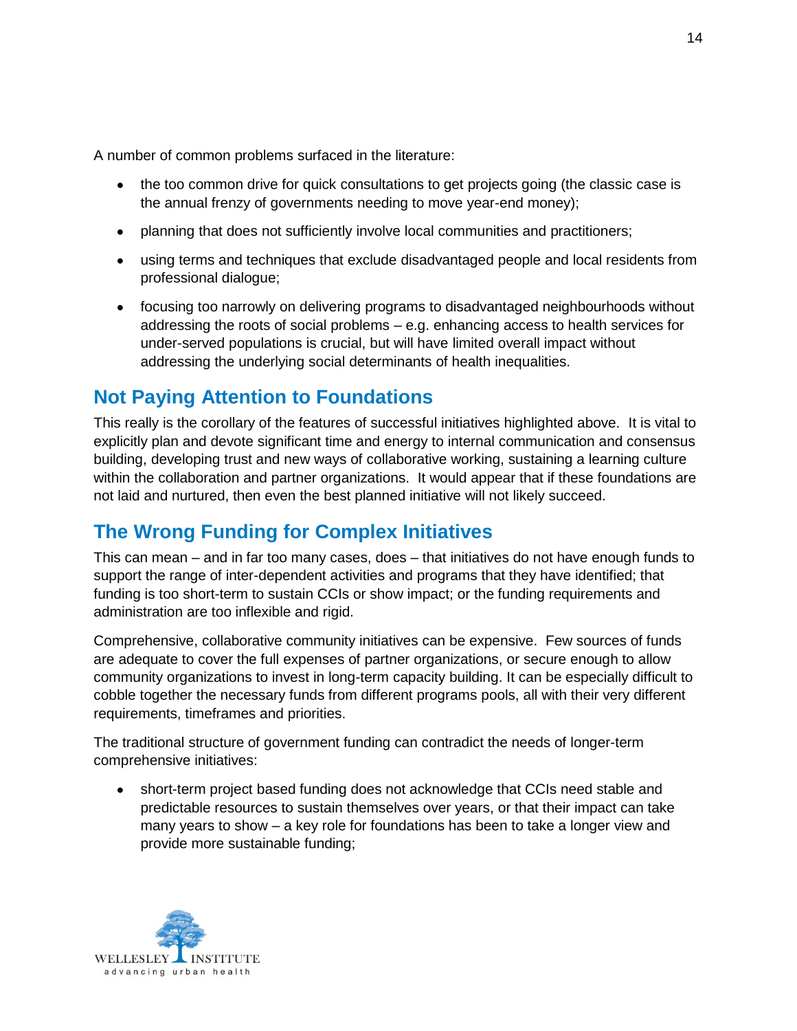A number of common problems surfaced in the literature:

- the too common drive for quick consultations to get projects going (the classic case is the annual frenzy of governments needing to move year-end money);
- planning that does not sufficiently involve local communities and practitioners;
- using terms and techniques that exclude disadvantaged people and local residents from professional dialogue;
- focusing too narrowly on delivering programs to disadvantaged neighbourhoods without addressing the roots of social problems – e.g. enhancing access to health services for under-served populations is crucial, but will have limited overall impact without addressing the underlying social determinants of health inequalities.

## Not Paying Attention to Foundations

This really is the corollary of the features of successful initiatives highlighted above. It is vital to explicitly plan and devote significant time and energy to internal communication and consensus building, developing trust and new ways of collaborative working, sustaining a learning culture within the collaboration and partner organizations. It would appear that if these foundations are not laid and nurtured, then even the best planned initiative will not likely succeed.

## The Wrong Funding for Complex Initiatives

This can mean – and in far too many cases, does – that initiatives do not have enough funds to support the range of inter-dependent activities and programs that they have identified; that funding is too short-term to sustain CCIs or show impact; or the funding requirements and administration are too inflexible and rigid.

Comprehensive, collaborative community initiatives can be expensive. Few sources of funds are adequate to cover the full expenses of partner organizations, or secure enough to allow community organizations to invest in long-term capacity building. It can be especially difficult to cobble together the necessary funds from different programs pools, all with their very different requirements, timeframes and priorities.

The traditional structure of government funding can contradict the needs of longer-term comprehensive initiatives:

- short-term project based funding does not acknowledge that CCIs need stable and predictable resources to sustain themselves over years, or that their impact can take many years to show – a key role for foundations has been to take a longer view and provide more sustainable funding;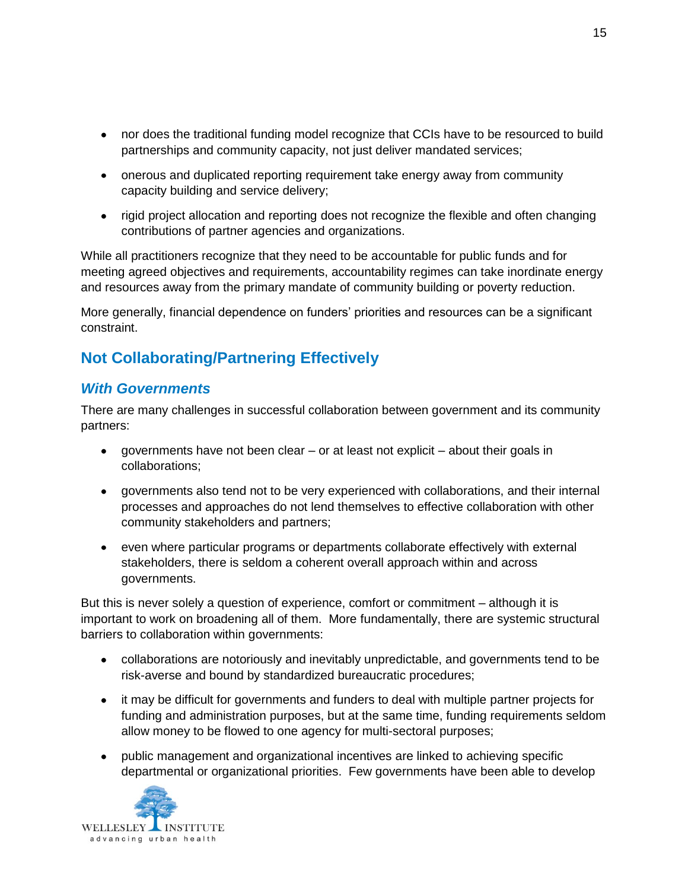- nor does the traditional funding model recognize that CCIs have to be resourced to build partnerships and community capacity, not just deliver mandated services;
- onerous and duplicated reporting requirement take energy away from community capacity building and service delivery;
- rigid project allocation and reporting does not recognize the flexible and often changing contributions of partner agencies and organizations.

While all practitioners recognize that they need to be accountable for public funds and for meeting agreed objectives and requirements, accountability regimes can take inordinate energy and resources away from the primary mandate of community building or poverty reduction.

More generally, financial dependence on funders' priorities and resources can be a significant constraint.

## Not Collaborating/Partnering Effectively

### *With Governments*

There are many challenges in successful collaboration between government and its community partners:

- governments have not been clear – or at least not explicit – about their goals in collaborations;
- governments also tend not to be very experienced with collaborations, and their internal processes and approaches do not lend themselves to effective collaboration with other community stakeholders and partners;
- even where particular programs or departments collaborate effectively with external stakeholders, there is seldom a coherent overall approach within and across governments.

But this is never solely a question of experience, comfort or commitment – although it is important to work on broadening all of them. More fundamentally, there are systemic structural barriers to collaboration within governments:

- collaborations are notoriously and inevitably unpredictable, and governments tend to be risk-averse and bound by standardized bureaucratic procedures;
- it may be difficult for governments and funders to deal with multiple partner projects for funding and administration purposes, but at the same time, funding requirements seldom allow money to be flowed to one agency for multi-sectoral purposes;
- public management and organizational incentives are linked to achieving specific departmental or organizational priorities. Few governments have been able to develop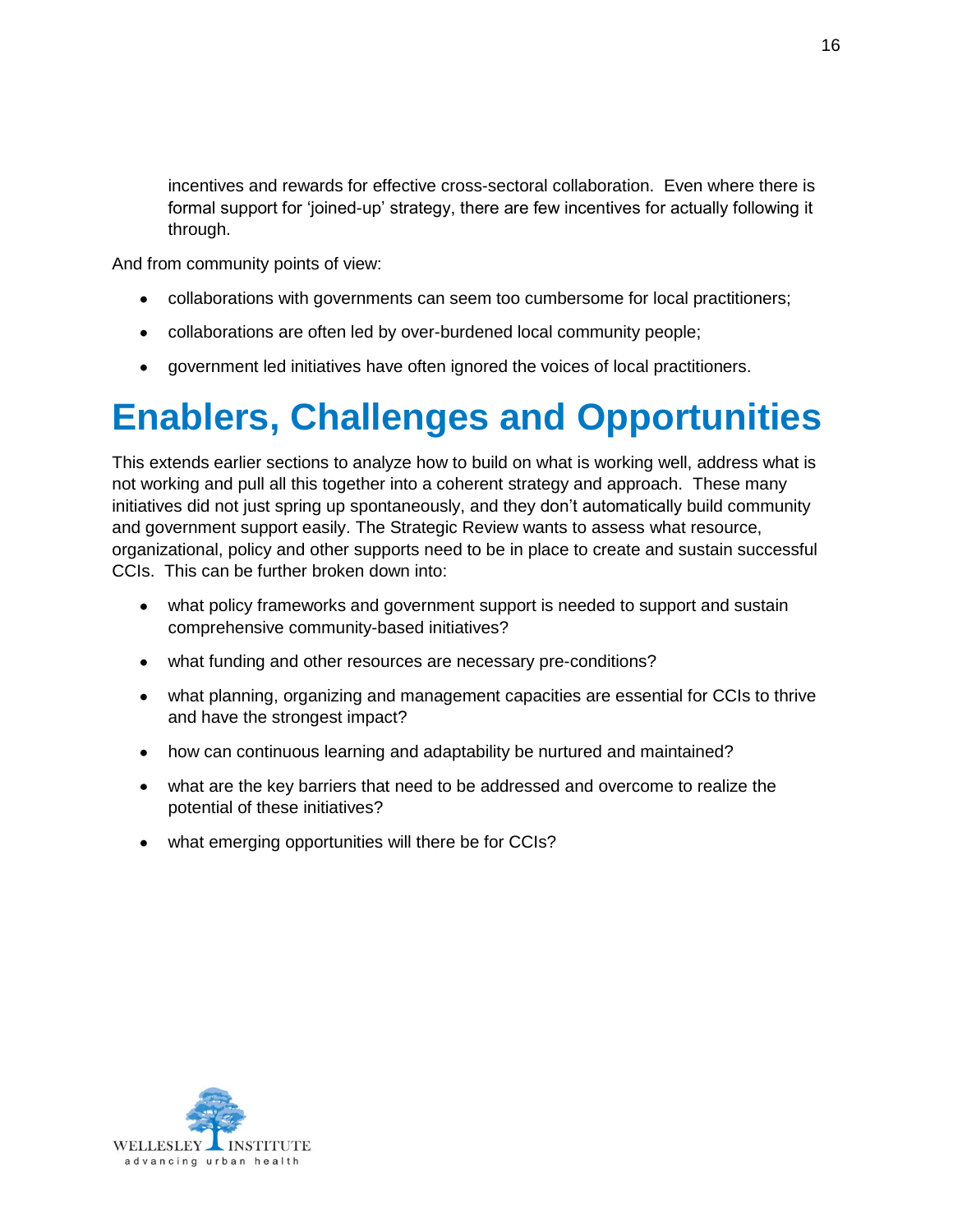incentives and rewards for effective cross-sectoral collaboration. Even where there is formal support for 'joined-up' strategy, there are few incentives for actually following it through.

And from community points of view:

- collaborations with governments can seem too cumbersome for local practitioners;
- collaborations are often led by over-burdened local community people;
- government led initiatives have often ignored the voices of local practitioners.

# Enablers, Challenges and Opportunities

This extends earlier sections to analyze how to build on what is working well, address what is not working and pull all this together into a coherent strategy and approach. These many initiatives did not just spring up spontaneously, and they don't automatically build community and government support easily. The Strategic Review wants to assess what resource, organizational, policy and other supports need to be in place to create and sustain successful CCIs. This can be further broken down into:

- what policy frameworks and government support is needed to support and sustain comprehensive community-based initiatives?
- what funding and other resources are necessary pre-conditions?
- what planning, organizing and management capacities are essential for CCIs to thrive and have the strongest impact?
- how can continuous learning and adaptability be nurtured and maintained?
- what are the key barriers that need to be addressed and overcome to realize the potential of these initiatives?
- what emerging opportunities will there be for CCIs?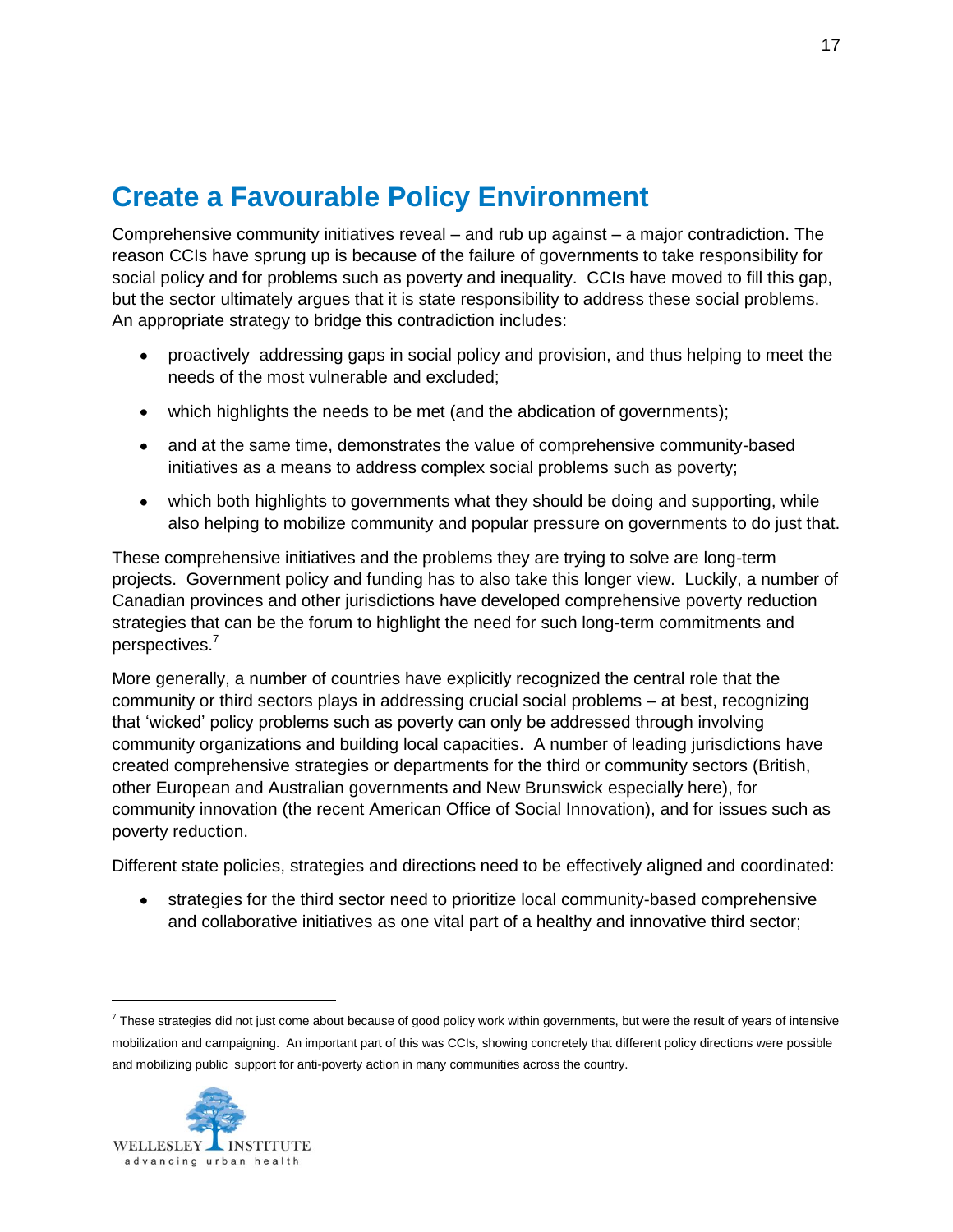## Create a Favourable Policy Environment

Comprehensive community initiatives reveal – and rub up against – a major contradiction. The reason CCIs have sprung up is because of the failure of governments to take responsibility for social policy and for problems such as poverty and inequality. CCIs have moved to fill this gap, but the sector ultimately argues that it is state responsibility to address these social problems. An appropriate strategy to bridge this contradiction includes:

- proactively addressing gaps in social policy and provision, and thus helping to meet the needs of the most vulnerable and excluded;
- which highlights the needs to be met (and the abdication of governments);
- and at the same time, demonstrates the value of comprehensive community-based initiatives as a means to address complex social problems such as poverty;
- which both highlights to governments what they should be doing and supporting, while also helping to mobilize community and popular pressure on governments to do just that.

These comprehensive initiatives and the problems they are trying to solve are long-term projects. Government policy and funding has to also take this longer view. Luckily, a number of Canadian provinces and other jurisdictions have developed comprehensive poverty reduction strategies that can be the forum to highlight the need for such long-term commitments and perspectives.[7]

More generally, a number of countries have explicitly recognized the central role that the community or third sectors plays in addressing crucial social problems – at best, recognizing that 'wicked' policy problems such as poverty can only be addressed through involving community organizations and building local capacities. A number of leading jurisdictions have created comprehensive strategies or departments for the third or community sectors (British, other European and Australian governments and New Brunswick especially here), for community innovation (the recent American Office of Social Innovation), and for issues such as poverty reduction.

Different state policies, strategies and directions need to be effectively aligned and coordinated:

- strategies for the third sector need to prioritize local community-based comprehensive and collaborative initiatives as one vital part of a healthy and innovative third sector;

[7] These strategies did not just come about because of good policy work within governments, but were the result of years of intensive mobilization and campaigning. An important part of this was CCIs, showing concretely that different policy directions were possible and mobilizing public support for anti-poverty action in many communities across the country.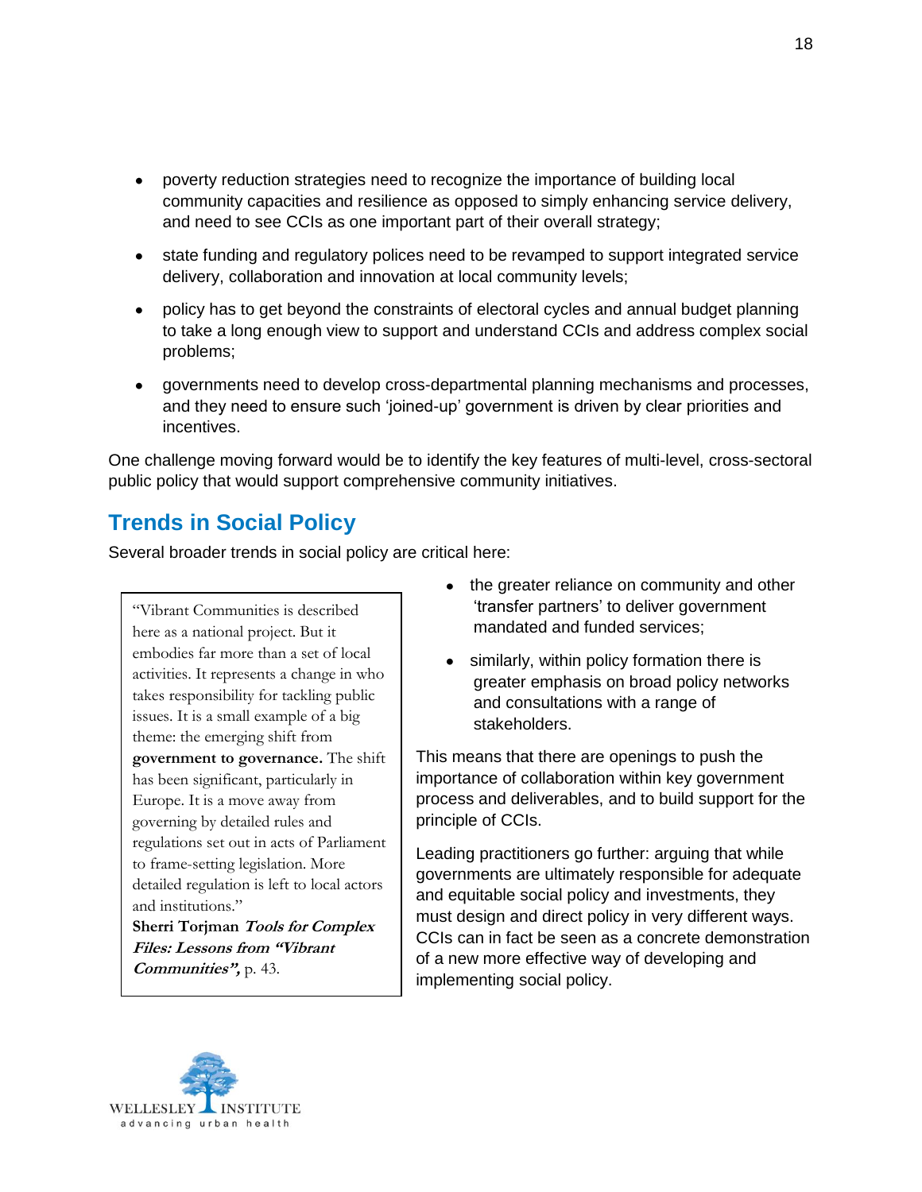- poverty reduction strategies need to recognize the importance of building local community capacities and resilience as opposed to simply enhancing service delivery, and need to see CCIs as one important part of their overall strategy;
- state funding and regulatory polices need to be revamped to support integrated service delivery, collaboration and innovation at local community levels;
- policy has to get beyond the constraints of electoral cycles and annual budget planning to take a long enough view to support and understand CCIs and address complex social problems;
- governments need to develop cross-departmental planning mechanisms and processes, and they need to ensure such 'joined-up' government is driven by clear priorities and incentives.

One challenge moving forward would be to identify the key features of multi-level, cross-sectoral public policy that would support comprehensive community initiatives.

## Trends in Social Policy

Several broader trends in social policy are critical here:

> "Vibrant Communities is described here as a national project. But it embodies far more than a set of local activities. It represents a change in who takes responsibility for tackling public issues. It is a small example of a big theme: the emerging shift from **government to governance.** The shift has been significant, particularly in Europe. It is a move away from governing by detailed rules and regulations set out in acts of Parliament to frame-setting legislation. More detailed regulation is left to local actors and institutions."
>
> **Sherri Torjman *Tools for Complex Files: Lessons from "Vibrant Communities",*** p. 43.

- the greater reliance on community and other 'transfer partners' to deliver government mandated and funded services;
- similarly, within policy formation there is greater emphasis on broad policy networks and consultations with a range of stakeholders.

This means that there are openings to push the importance of collaboration within key government process and deliverables, and to build support for the principle of CCIs.

Leading practitioners go further: arguing that while governments are ultimately responsible for adequate and equitable social policy and investments, they must design and direct policy in very different ways. CCIs can in fact be seen as a concrete demonstration of a new more effective way of developing and implementing social policy.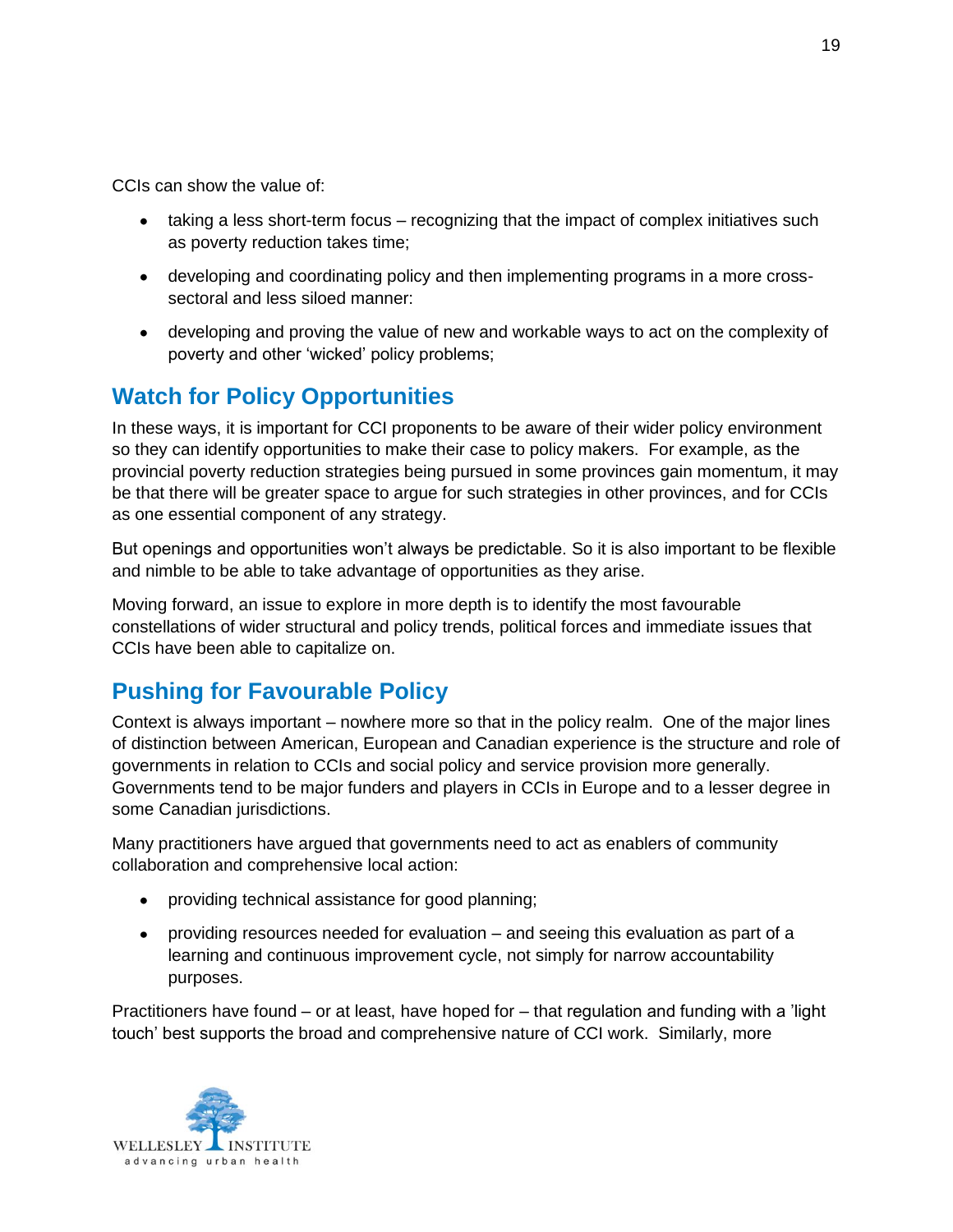CCIs can show the value of:

- taking a less short-term focus – recognizing that the impact of complex initiatives such as poverty reduction takes time;
- developing and coordinating policy and then implementing programs in a more cross-sectoral and less siloed manner:
- developing and proving the value of new and workable ways to act on the complexity of poverty and other 'wicked' policy problems;

## Watch for Policy Opportunities

In these ways, it is important for CCI proponents to be aware of their wider policy environment so they can identify opportunities to make their case to policy makers. For example, as the provincial poverty reduction strategies being pursued in some provinces gain momentum, it may be that there will be greater space to argue for such strategies in other provinces, and for CCIs as one essential component of any strategy.

But openings and opportunities won't always be predictable. So it is also important to be flexible and nimble to be able to take advantage of opportunities as they arise.

Moving forward, an issue to explore in more depth is to identify the most favourable constellations of wider structural and policy trends, political forces and immediate issues that CCIs have been able to capitalize on.

## Pushing for Favourable Policy

Context is always important – nowhere more so that in the policy realm. One of the major lines of distinction between American, European and Canadian experience is the structure and role of governments in relation to CCIs and social policy and service provision more generally. Governments tend to be major funders and players in CCIs in Europe and to a lesser degree in some Canadian jurisdictions.

Many practitioners have argued that governments need to act as enablers of community collaboration and comprehensive local action:

- providing technical assistance for good planning;
- providing resources needed for evaluation – and seeing this evaluation as part of a learning and continuous improvement cycle, not simply for narrow accountability purposes.

Practitioners have found – or at least, have hoped for – that regulation and funding with a 'light touch' best supports the broad and comprehensive nature of CCI work. Similarly, more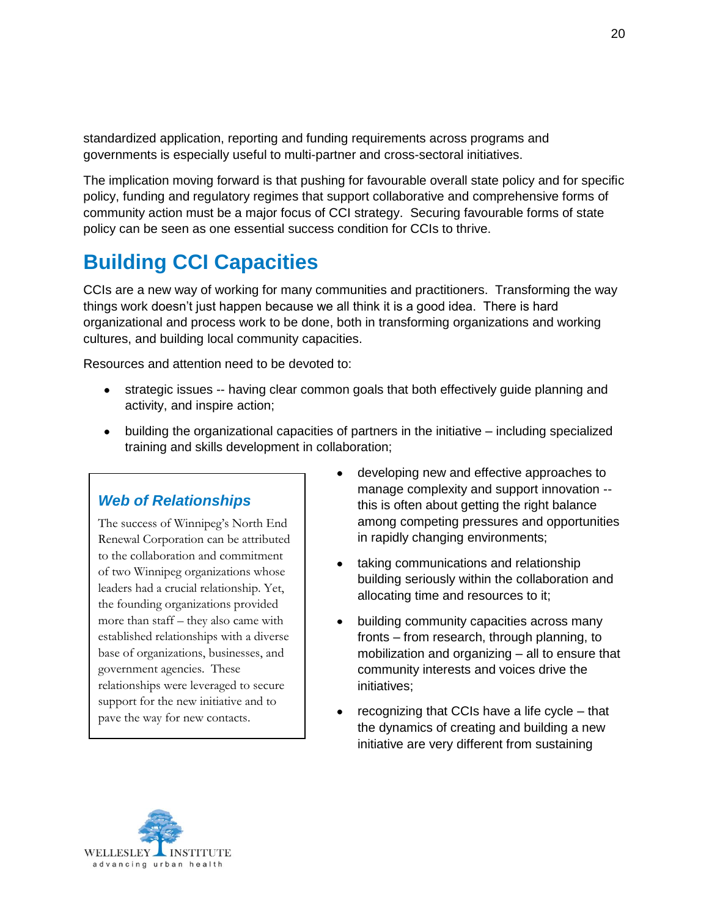standardized application, reporting and funding requirements across programs and governments is especially useful to multi-partner and cross-sectoral initiatives.

The implication moving forward is that pushing for favourable overall state policy and for specific policy, funding and regulatory regimes that support collaborative and comprehensive forms of community action must be a major focus of CCI strategy. Securing favourable forms of state policy can be seen as one essential success condition for CCIs to thrive.

# Building CCI Capacities

CCIs are a new way of working for many communities and practitioners. Transforming the way things work doesn't just happen because we all think it is a good idea. There is hard organizational and process work to be done, both in transforming organizations and working cultures, and building local community capacities.

Resources and attention need to be devoted to:

- strategic issues -- having clear common goals that both effectively guide planning and activity, and inspire action;
- building the organizational capacities of partners in the initiative – including specialized training and skills development in collaboration;
- developing new and effective approaches to manage complexity and support innovation -- this is often about getting the right balance among competing pressures and opportunities in rapidly changing environments;
- taking communications and relationship building seriously within the collaboration and allocating time and resources to it;
- building community capacities across many fronts – from research, through planning, to mobilization and organizing – all to ensure that community interests and voices drive the initiatives;
- recognizing that CCIs have a life cycle – that the dynamics of creating and building a new initiative are very different from sustaining

> ### *Web of Relationships*
>
> The success of Winnipeg's North End Renewal Corporation can be attributed to the collaboration and commitment of two Winnipeg organizations whose leaders had a crucial relationship. Yet, the founding organizations provided more than staff – they also came with established relationships with a diverse base of organizations, businesses, and government agencies. These relationships were leveraged to secure support for the new initiative and to pave the way for new contacts.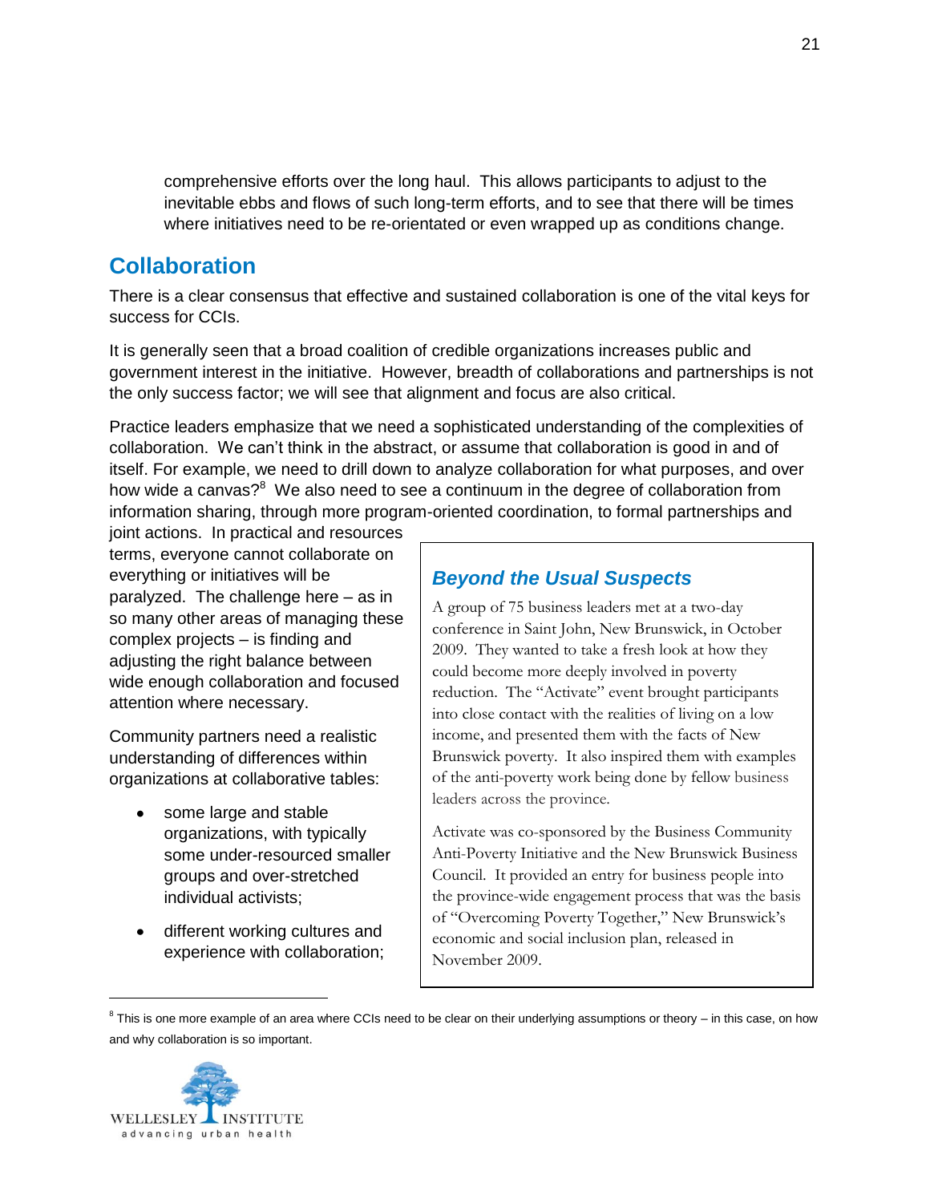comprehensive efforts over the long haul. This allows participants to adjust to the inevitable ebbs and flows of such long-term efforts, and to see that there will be times where initiatives need to be re-orientated or even wrapped up as conditions change.

## Collaboration

There is a clear consensus that effective and sustained collaboration is one of the vital keys for success for CCIs.

It is generally seen that a broad coalition of credible organizations increases public and government interest in the initiative. However, breadth of collaborations and partnerships is not the only success factor; we will see that alignment and focus are also critical.

Practice leaders emphasize that we need a sophisticated understanding of the complexities of collaboration. We can't think in the abstract, or assume that collaboration is good in and of itself. For example, we need to drill down to analyze collaboration for what purposes, and over how wide a canvas?[8] We also need to see a continuum in the degree of collaboration from information sharing, through more program-oriented coordination, to formal partnerships and joint actions. In practical and resources terms, everyone cannot collaborate on everything or initiatives will be paralyzed. The challenge here – as in so many other areas of managing these complex projects – is finding and adjusting the right balance between wide enough collaboration and focused attention where necessary.

Community partners need a realistic understanding of differences within organizations at collaborative tables:

- some large and stable organizations, with typically some under-resourced smaller groups and over-stretched individual activists;
- different working cultures and experience with collaboration;

### *Beyond the Usual Suspects*

A group of 75 business leaders met at a two-day conference in Saint John, New Brunswick, in October 2009. They wanted to take a fresh look at how they could become more deeply involved in poverty reduction. The "Activate" event brought participants into close contact with the realities of living on a low income, and presented them with the facts of New Brunswick poverty. It also inspired them with examples of the anti-poverty work being done by fellow business leaders across the province.

Activate was co-sponsored by the Business Community Anti-Poverty Initiative and the New Brunswick Business Council. It provided an entry for business people into the province-wide engagement process that was the basis of "Overcoming Poverty Together," New Brunswick's economic and social inclusion plan, released in November 2009.

[8] This is one more example of an area where CCIs need to be clear on their underlying assumptions or theory – in this case, on how and why collaboration is so important.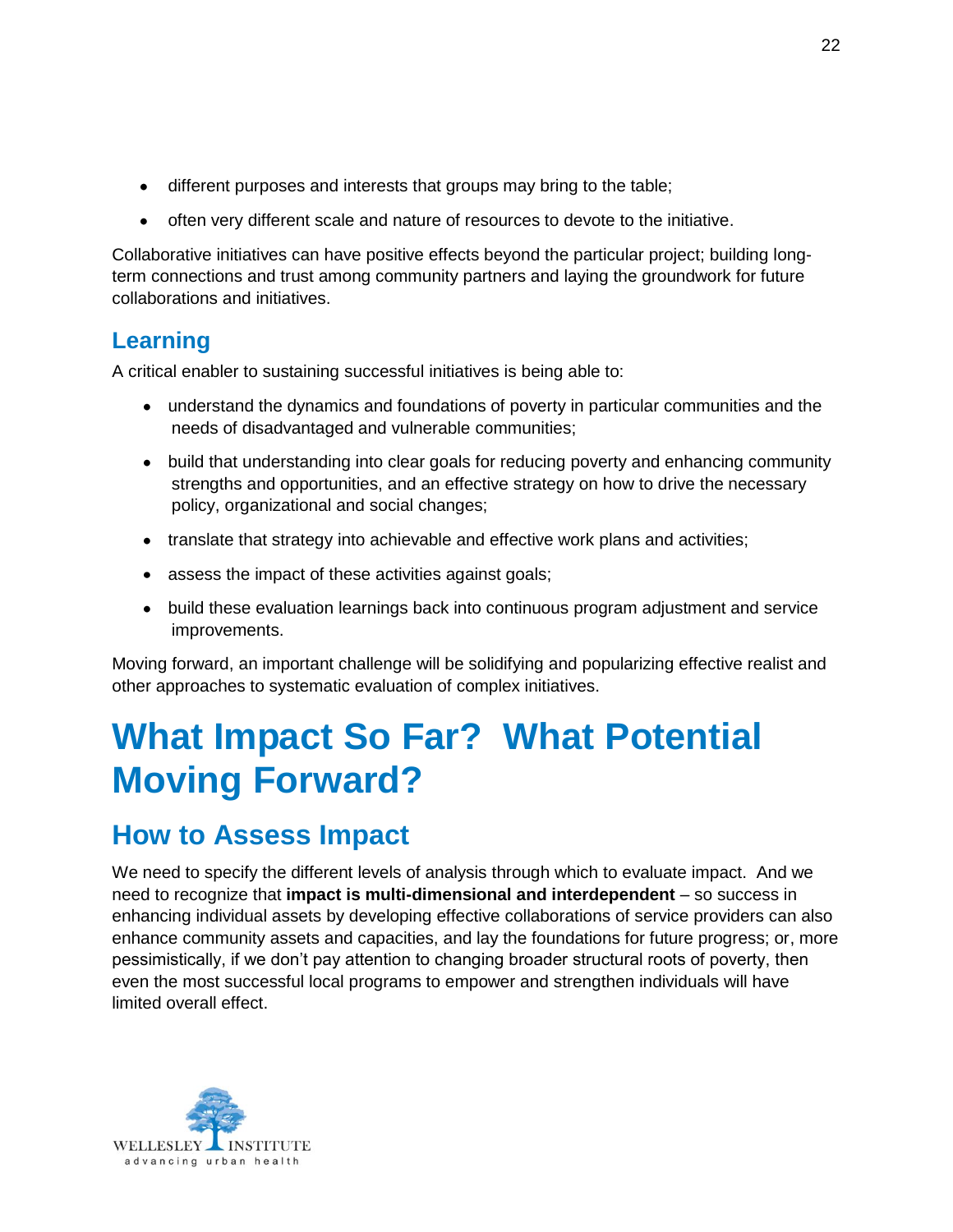- different purposes and interests that groups may bring to the table;
- often very different scale and nature of resources to devote to the initiative.

Collaborative initiatives can have positive effects beyond the particular project; building long-term connections and trust among community partners and laying the groundwork for future collaborations and initiatives.

## Learning

A critical enabler to sustaining successful initiatives is being able to:

- understand the dynamics and foundations of poverty in particular communities and the needs of disadvantaged and vulnerable communities;
- build that understanding into clear goals for reducing poverty and enhancing community strengths and opportunities, and an effective strategy on how to drive the necessary policy, organizational and social changes;
- translate that strategy into achievable and effective work plans and activities;
- assess the impact of these activities against goals;
- build these evaluation learnings back into continuous program adjustment and service improvements.

Moving forward, an important challenge will be solidifying and popularizing effective realist and other approaches to systematic evaluation of complex initiatives.

# What Impact So Far? What Potential Moving Forward?

## How to Assess Impact

We need to specify the different levels of analysis through which to evaluate impact. And we need to recognize that **impact is multi-dimensional and interdependent** – so success in enhancing individual assets by developing effective collaborations of service providers can also enhance community assets and capacities, and lay the foundations for future progress; or, more pessimistically, if we don't pay attention to changing broader structural roots of poverty, then even the most successful local programs to empower and strengthen individuals will have limited overall effect.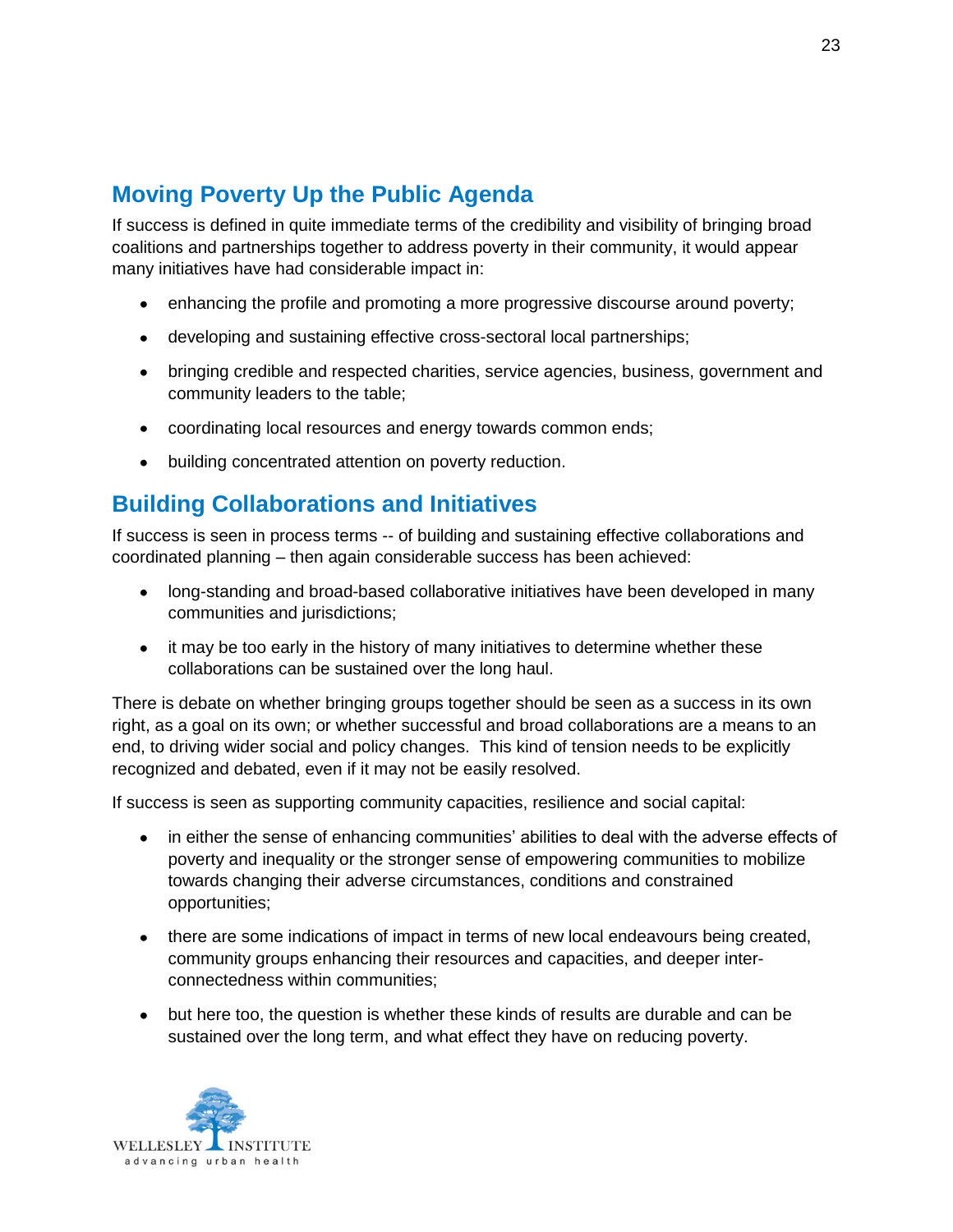## Moving Poverty Up the Public Agenda

If success is defined in quite immediate terms of the credibility and visibility of bringing broad coalitions and partnerships together to address poverty in their community, it would appear many initiatives have had considerable impact in:

- enhancing the profile and promoting a more progressive discourse around poverty;
- developing and sustaining effective cross-sectoral local partnerships;
- bringing credible and respected charities, service agencies, business, government and community leaders to the table;
- coordinating local resources and energy towards common ends;
- building concentrated attention on poverty reduction.

## Building Collaborations and Initiatives

If success is seen in process terms -- of building and sustaining effective collaborations and coordinated planning – then again considerable success has been achieved:

- long-standing and broad-based collaborative initiatives have been developed in many communities and jurisdictions;
- it may be too early in the history of many initiatives to determine whether these collaborations can be sustained over the long haul.

There is debate on whether bringing groups together should be seen as a success in its own right, as a goal on its own; or whether successful and broad collaborations are a means to an end, to driving wider social and policy changes. This kind of tension needs to be explicitly recognized and debated, even if it may not be easily resolved.

If success is seen as supporting community capacities, resilience and social capital:

- in either the sense of enhancing communities' abilities to deal with the adverse effects of poverty and inequality or the stronger sense of empowering communities to mobilize towards changing their adverse circumstances, conditions and constrained opportunities;
- there are some indications of impact in terms of new local endeavours being created, community groups enhancing their resources and capacities, and deeper inter-connectedness within communities;
- but here too, the question is whether these kinds of results are durable and can be sustained over the long term, and what effect they have on reducing poverty.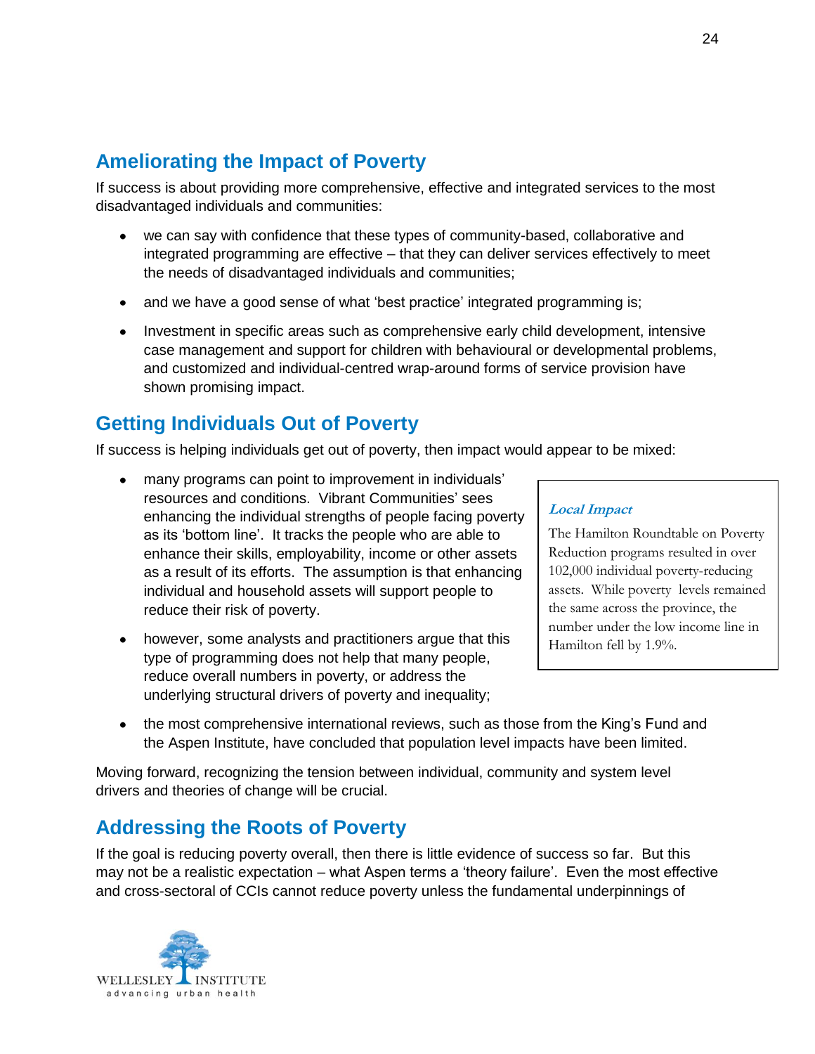## Ameliorating the Impact of Poverty

If success is about providing more comprehensive, effective and integrated services to the most disadvantaged individuals and communities:

- we can say with confidence that these types of community-based, collaborative and integrated programming are effective – that they can deliver services effectively to meet the needs of disadvantaged individuals and communities;
- and we have a good sense of what 'best practice' integrated programming is;
- Investment in specific areas such as comprehensive early child development, intensive case management and support for children with behavioural or developmental problems, and customized and individual-centred wrap-around forms of service provision have shown promising impact.

## Getting Individuals Out of Poverty

If success is helping individuals get out of poverty, then impact would appear to be mixed:

- many programs can point to improvement in individuals' resources and conditions. Vibrant Communities' sees enhancing the individual strengths of people facing poverty as its 'bottom line'. It tracks the people who are able to enhance their skills, employability, income or other assets as a result of its efforts. The assumption is that enhancing individual and household assets will support people to reduce their risk of poverty.
- however, some analysts and practitioners argue that this type of programming does not help that many people, reduce overall numbers in poverty, or address the underlying structural drivers of poverty and inequality;
- the most comprehensive international reviews, such as those from the King's Fund and the Aspen Institute, have concluded that population level impacts have been limited.

> ***Local Impact***
>
> The Hamilton Roundtable on Poverty Reduction programs resulted in over 102,000 individual poverty-reducing assets. While poverty levels remained the same across the province, the number under the low income line in Hamilton fell by 1.9%.

Moving forward, recognizing the tension between individual, community and system level drivers and theories of change will be crucial.

## Addressing the Roots of Poverty

If the goal is reducing poverty overall, then there is little evidence of success so far. But this may not be a realistic expectation – what Aspen terms a 'theory failure'. Even the most effective and cross-sectoral of CCIs cannot reduce poverty unless the fundamental underpinnings of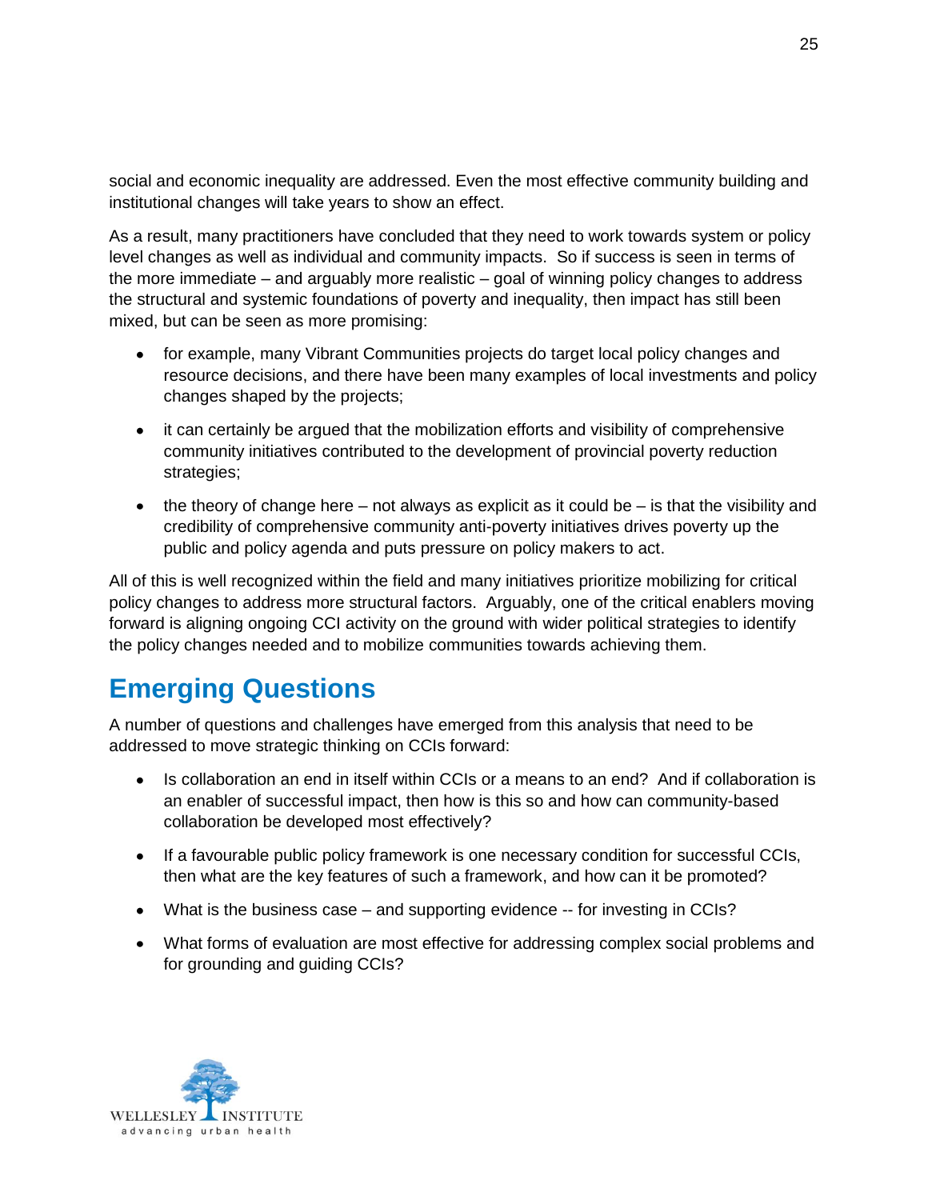social and economic inequality are addressed. Even the most effective community building and institutional changes will take years to show an effect.

As a result, many practitioners have concluded that they need to work towards system or policy level changes as well as individual and community impacts. So if success is seen in terms of the more immediate – and arguably more realistic – goal of winning policy changes to address the structural and systemic foundations of poverty and inequality, then impact has still been mixed, but can be seen as more promising:

- for example, many Vibrant Communities projects do target local policy changes and resource decisions, and there have been many examples of local investments and policy changes shaped by the projects;
- it can certainly be argued that the mobilization efforts and visibility of comprehensive community initiatives contributed to the development of provincial poverty reduction strategies;
- the theory of change here – not always as explicit as it could be – is that the visibility and credibility of comprehensive community anti-poverty initiatives drives poverty up the public and policy agenda and puts pressure on policy makers to act.

All of this is well recognized within the field and many initiatives prioritize mobilizing for critical policy changes to address more structural factors. Arguably, one of the critical enablers moving forward is aligning ongoing CCI activity on the ground with wider political strategies to identify the policy changes needed and to mobilize communities towards achieving them.

# Emerging Questions

A number of questions and challenges have emerged from this analysis that need to be addressed to move strategic thinking on CCIs forward:

- Is collaboration an end in itself within CCIs or a means to an end? And if collaboration is an enabler of successful impact, then how is this so and how can community-based collaboration be developed most effectively?
- If a favourable public policy framework is one necessary condition for successful CCIs, then what are the key features of such a framework, and how can it be promoted?
- What is the business case – and supporting evidence -- for investing in CCIs?
- What forms of evaluation are most effective for addressing complex social problems and for grounding and guiding CCIs?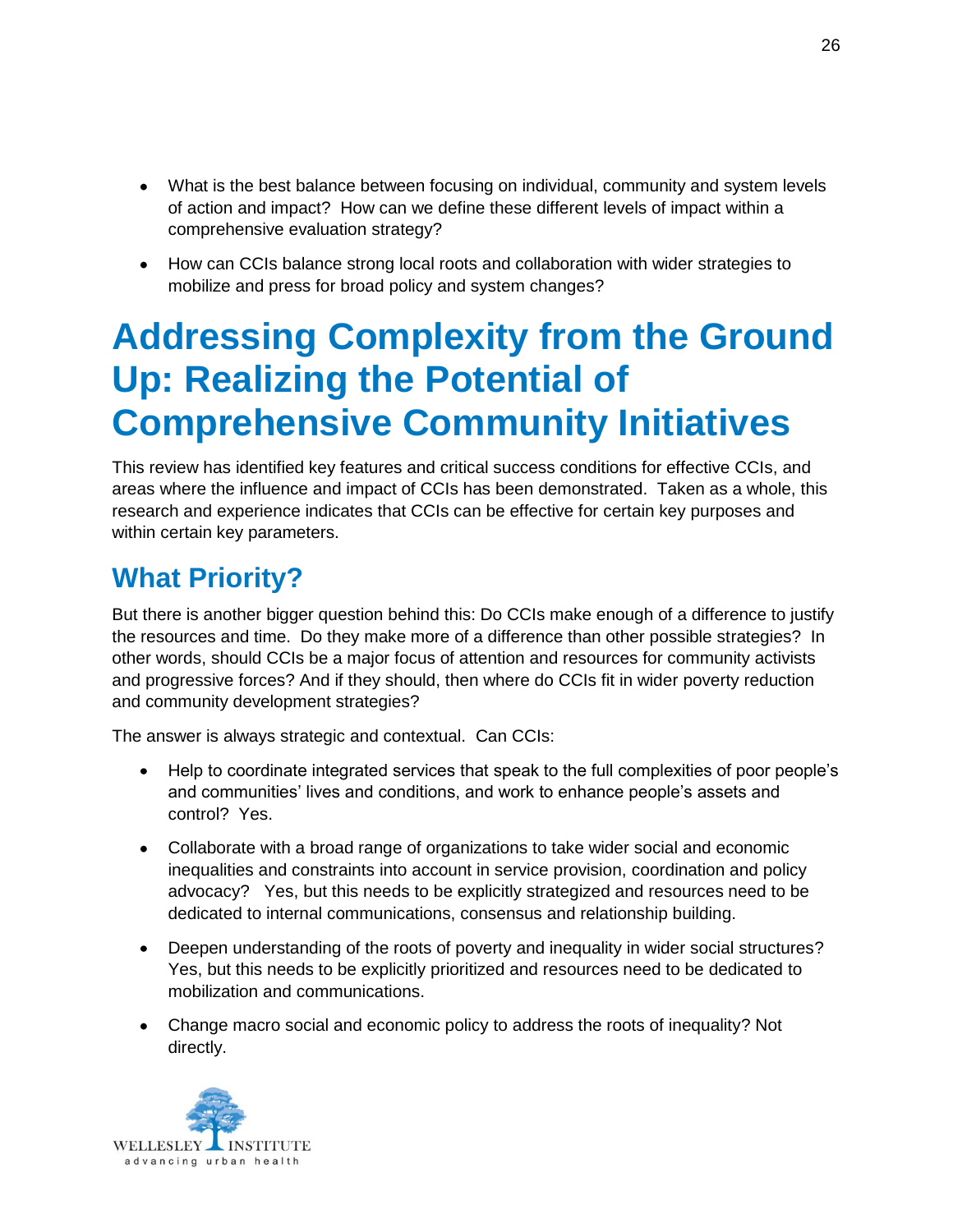- What is the best balance between focusing on individual, community and system levels of action and impact? How can we define these different levels of impact within a comprehensive evaluation strategy?

- How can CCIs balance strong local roots and collaboration with wider strategies to mobilize and press for broad policy and system changes?

# Addressing Complexity from the Ground Up: Realizing the Potential of Comprehensive Community Initiatives

This review has identified key features and critical success conditions for effective CCIs, and areas where the influence and impact of CCIs has been demonstrated. Taken as a whole, this research and experience indicates that CCIs can be effective for certain key purposes and within certain key parameters.

## What Priority?

But there is another bigger question behind this: Do CCIs make enough of a difference to justify the resources and time. Do they make more of a difference than other possible strategies? In other words, should CCIs be a major focus of attention and resources for community activists and progressive forces? And if they should, then where do CCIs fit in wider poverty reduction and community development strategies?

The answer is always strategic and contextual. Can CCIs:

- Help to coordinate integrated services that speak to the full complexities of poor people's and communities' lives and conditions, and work to enhance people's assets and control? Yes.

- Collaborate with a broad range of organizations to take wider social and economic inequalities and constraints into account in service provision, coordination and policy advocacy? Yes, but this needs to be explicitly strategized and resources need to be dedicated to internal communications, consensus and relationship building.

- Deepen understanding of the roots of poverty and inequality in wider social structures? Yes, but this needs to be explicitly prioritized and resources need to be dedicated to mobilization and communications.

- Change macro social and economic policy to address the roots of inequality? Not directly.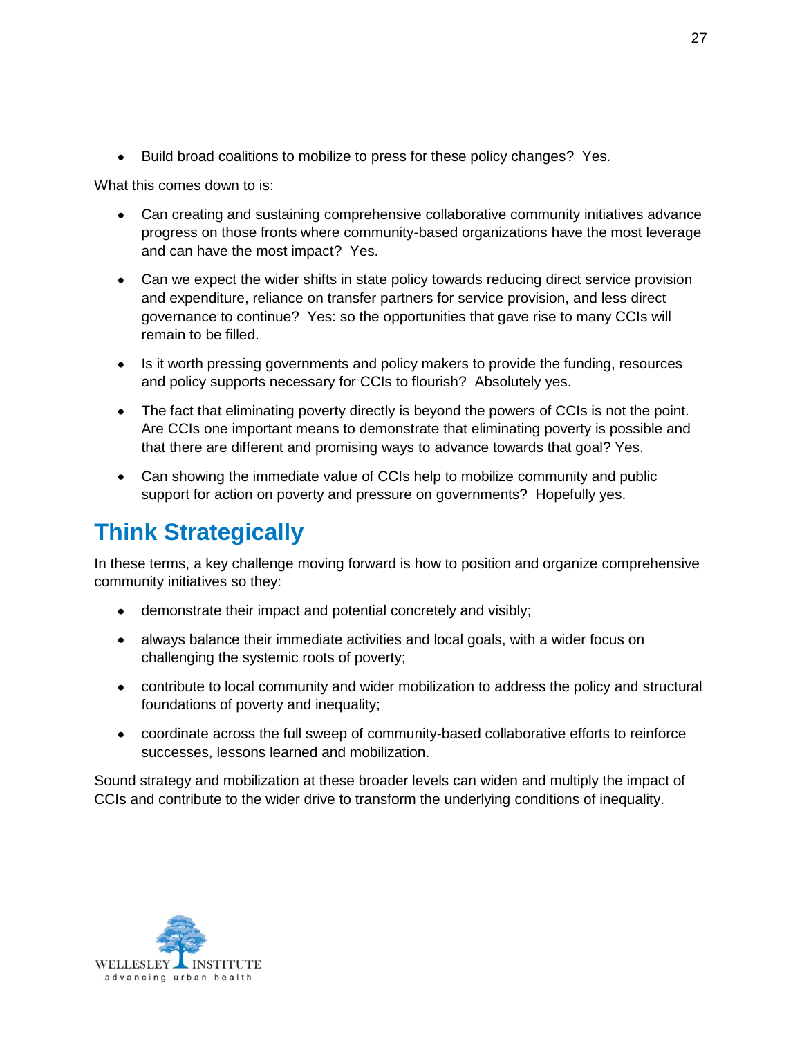- Build broad coalitions to mobilize to press for these policy changes? Yes.

What this comes down to is:

- Can creating and sustaining comprehensive collaborative community initiatives advance progress on those fronts where community-based organizations have the most leverage and can have the most impact? Yes.
- Can we expect the wider shifts in state policy towards reducing direct service provision and expenditure, reliance on transfer partners for service provision, and less direct governance to continue? Yes: so the opportunities that gave rise to many CCIs will remain to be filled.
- Is it worth pressing governments and policy makers to provide the funding, resources and policy supports necessary for CCIs to flourish? Absolutely yes.
- The fact that eliminating poverty directly is beyond the powers of CCIs is not the point. Are CCIs one important means to demonstrate that eliminating poverty is possible and that there are different and promising ways to advance towards that goal? Yes.
- Can showing the immediate value of CCIs help to mobilize community and public support for action on poverty and pressure on governments? Hopefully yes.

## Think Strategically

In these terms, a key challenge moving forward is how to position and organize comprehensive community initiatives so they:

- demonstrate their impact and potential concretely and visibly;
- always balance their immediate activities and local goals, with a wider focus on challenging the systemic roots of poverty;
- contribute to local community and wider mobilization to address the policy and structural foundations of poverty and inequality;
- coordinate across the full sweep of community-based collaborative efforts to reinforce successes, lessons learned and mobilization.

Sound strategy and mobilization at these broader levels can widen and multiply the impact of CCIs and contribute to the wider drive to transform the underlying conditions of inequality.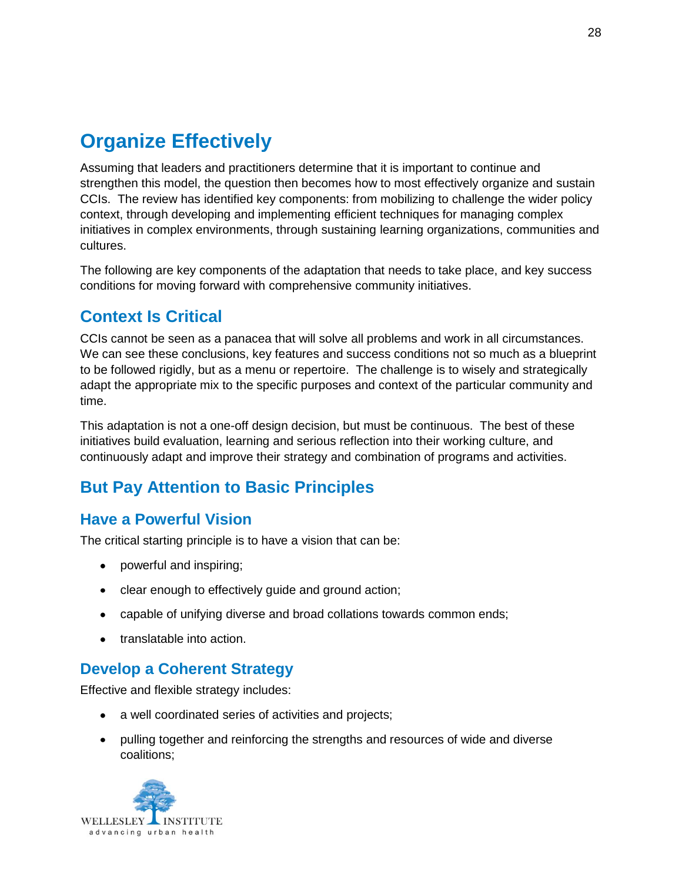# Organize Effectively

Assuming that leaders and practitioners determine that it is important to continue and strengthen this model, the question then becomes how to most effectively organize and sustain CCIs. The review has identified key components: from mobilizing to challenge the wider policy context, through developing and implementing efficient techniques for managing complex initiatives in complex environments, through sustaining learning organizations, communities and cultures.

The following are key components of the adaptation that needs to take place, and key success conditions for moving forward with comprehensive community initiatives.

## Context Is Critical

CCIs cannot be seen as a panacea that will solve all problems and work in all circumstances. We can see these conclusions, key features and success conditions not so much as a blueprint to be followed rigidly, but as a menu or repertoire. The challenge is to wisely and strategically adapt the appropriate mix to the specific purposes and context of the particular community and time.

This adaptation is not a one-off design decision, but must be continuous. The best of these initiatives build evaluation, learning and serious reflection into their working culture, and continuously adapt and improve their strategy and combination of programs and activities.

## But Pay Attention to Basic Principles

### Have a Powerful Vision

The critical starting principle is to have a vision that can be:

- powerful and inspiring;
- clear enough to effectively guide and ground action;
- capable of unifying diverse and broad collations towards common ends;
- translatable into action.

### Develop a Coherent Strategy

Effective and flexible strategy includes:

- a well coordinated series of activities and projects;
- pulling together and reinforcing the strengths and resources of wide and diverse coalitions;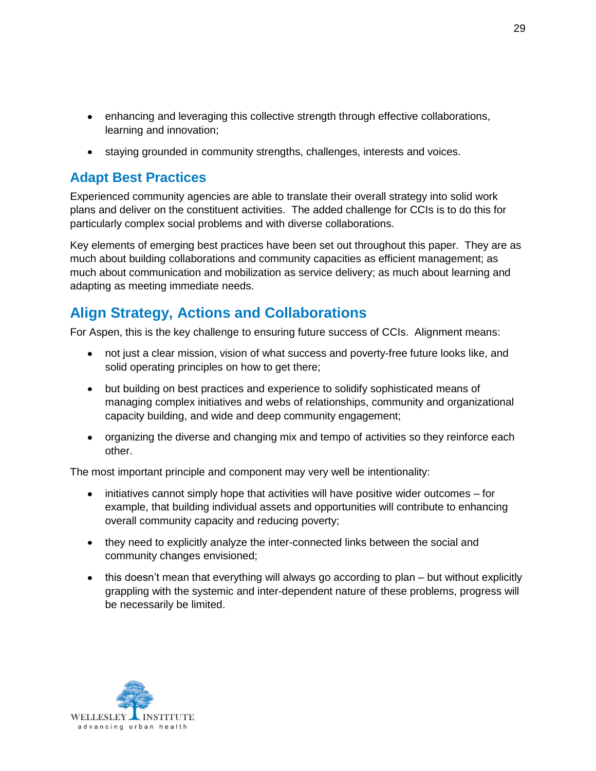- enhancing and leveraging this collective strength through effective collaborations, learning and innovation;
- staying grounded in community strengths, challenges, interests and voices.

## Adapt Best Practices

Experienced community agencies are able to translate their overall strategy into solid work plans and deliver on the constituent activities. The added challenge for CCIs is to do this for particularly complex social problems and with diverse collaborations.

Key elements of emerging best practices have been set out throughout this paper. They are as much about building collaborations and community capacities as efficient management; as much about communication and mobilization as service delivery; as much about learning and adapting as meeting immediate needs.

## Align Strategy, Actions and Collaborations

For Aspen, this is the key challenge to ensuring future success of CCIs. Alignment means:

- not just a clear mission, vision of what success and poverty-free future looks like, and solid operating principles on how to get there;
- but building on best practices and experience to solidify sophisticated means of managing complex initiatives and webs of relationships, community and organizational capacity building, and wide and deep community engagement;
- organizing the diverse and changing mix and tempo of activities so they reinforce each other.

The most important principle and component may very well be intentionality:

- initiatives cannot simply hope that activities will have positive wider outcomes – for example, that building individual assets and opportunities will contribute to enhancing overall community capacity and reducing poverty;
- they need to explicitly analyze the inter-connected links between the social and community changes envisioned;
- this doesn't mean that everything will always go according to plan – but without explicitly grappling with the systemic and inter-dependent nature of these problems, progress will be necessarily be limited.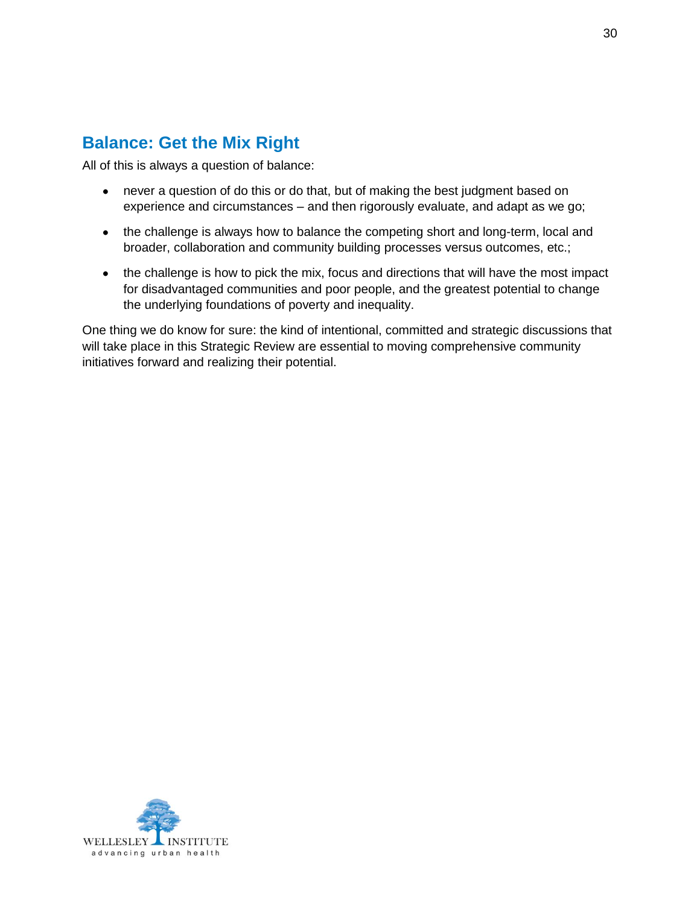## Balance: Get the Mix Right

All of this is always a question of balance:

- never a question of do this or do that, but of making the best judgment based on experience and circumstances – and then rigorously evaluate, and adapt as we go;
- the challenge is always how to balance the competing short and long-term, local and broader, collaboration and community building processes versus outcomes, etc.;
- the challenge is how to pick the mix, focus and directions that will have the most impact for disadvantaged communities and poor people, and the greatest potential to change the underlying foundations of poverty and inequality.

One thing we do know for sure: the kind of intentional, committed and strategic discussions that will take place in this Strategic Review are essential to moving comprehensive community initiatives forward and realizing their potential.